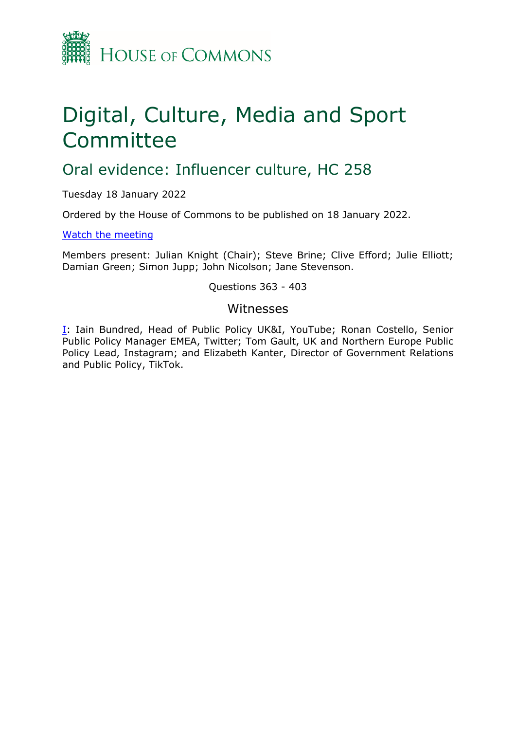HOUSE OF COMMONS

# Digital, Culture, Media and Sport Committee

## Oral evidence: Influencer culture, HC 258

Tuesday 18 January 2022

Ordered by the House of Commons to be published on 18 January 2022.

[Watch the meeting]

Members present: Julian Knight (Chair); Steve Brine; Clive Efford; Julie Elliott; Damian Green; Simon Jupp; John Nicolson; Jane Stevenson.

Questions 363 - 403

### Witnesses

I: Iain Bundred, Head of Public Policy UK&I, YouTube; Ronan Costello, Senior Public Policy Manager EMEA, Twitter; Tom Gault, UK and Northern Europe Public Policy Lead, Instagram; and Elizabeth Kanter, Director of Government Relations and Public Policy, TikTok.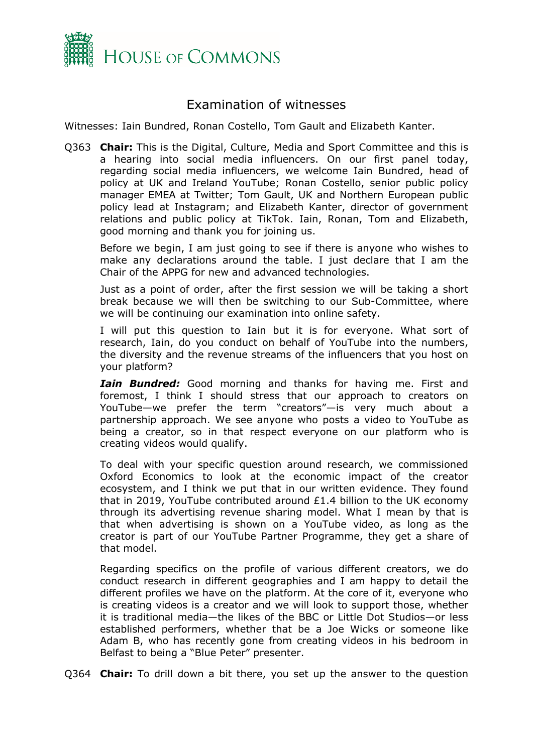# Examination of witnesses

Witnesses: Iain Bundred, Ronan Costello, Tom Gault and Elizabeth Kanter.

Q363 **Chair:** This is the Digital, Culture, Media and Sport Committee and this is a hearing into social media influencers. On our first panel today, regarding social media influencers, we welcome Iain Bundred, head of policy at UK and Ireland YouTube; Ronan Costello, senior public policy manager EMEA at Twitter; Tom Gault, UK and Northern European public policy lead at Instagram; and Elizabeth Kanter, director of government relations and public policy at TikTok. Iain, Ronan, Tom and Elizabeth, good morning and thank you for joining us.

Before we begin, I am just going to see if there is anyone who wishes to make any declarations around the table. I just declare that I am the Chair of the APPG for new and advanced technologies.

Just as a point of order, after the first session we will be taking a short break because we will then be switching to our Sub-Committee, where we will be continuing our examination into online safety.

I will put this question to Iain but it is for everyone. What sort of research, Iain, do you conduct on behalf of YouTube into the numbers, the diversity and the revenue streams of the influencers that you host on your platform?

***Iain Bundred:*** Good morning and thanks for having me. First and foremost, I think I should stress that our approach to creators on YouTube—we prefer the term "creators"—is very much about a partnership approach. We see anyone who posts a video to YouTube as being a creator, so in that respect everyone on our platform who is creating videos would qualify.

To deal with your specific question around research, we commissioned Oxford Economics to look at the economic impact of the creator ecosystem, and I think we put that in our written evidence. They found that in 2019, YouTube contributed around £1.4 billion to the UK economy through its advertising revenue sharing model. What I mean by that is that when advertising is shown on a YouTube video, as long as the creator is part of our YouTube Partner Programme, they get a share of that model.

Regarding specifics on the profile of various different creators, we do conduct research in different geographies and I am happy to detail the different profiles we have on the platform. At the core of it, everyone who is creating videos is a creator and we will look to support those, whether it is traditional media—the likes of the BBC or Little Dot Studios—or less established performers, whether that be a Joe Wicks or someone like Adam B, who has recently gone from creating videos in his bedroom in Belfast to being a "Blue Peter" presenter.

Q364 **Chair:** To drill down a bit there, you set up the answer to the question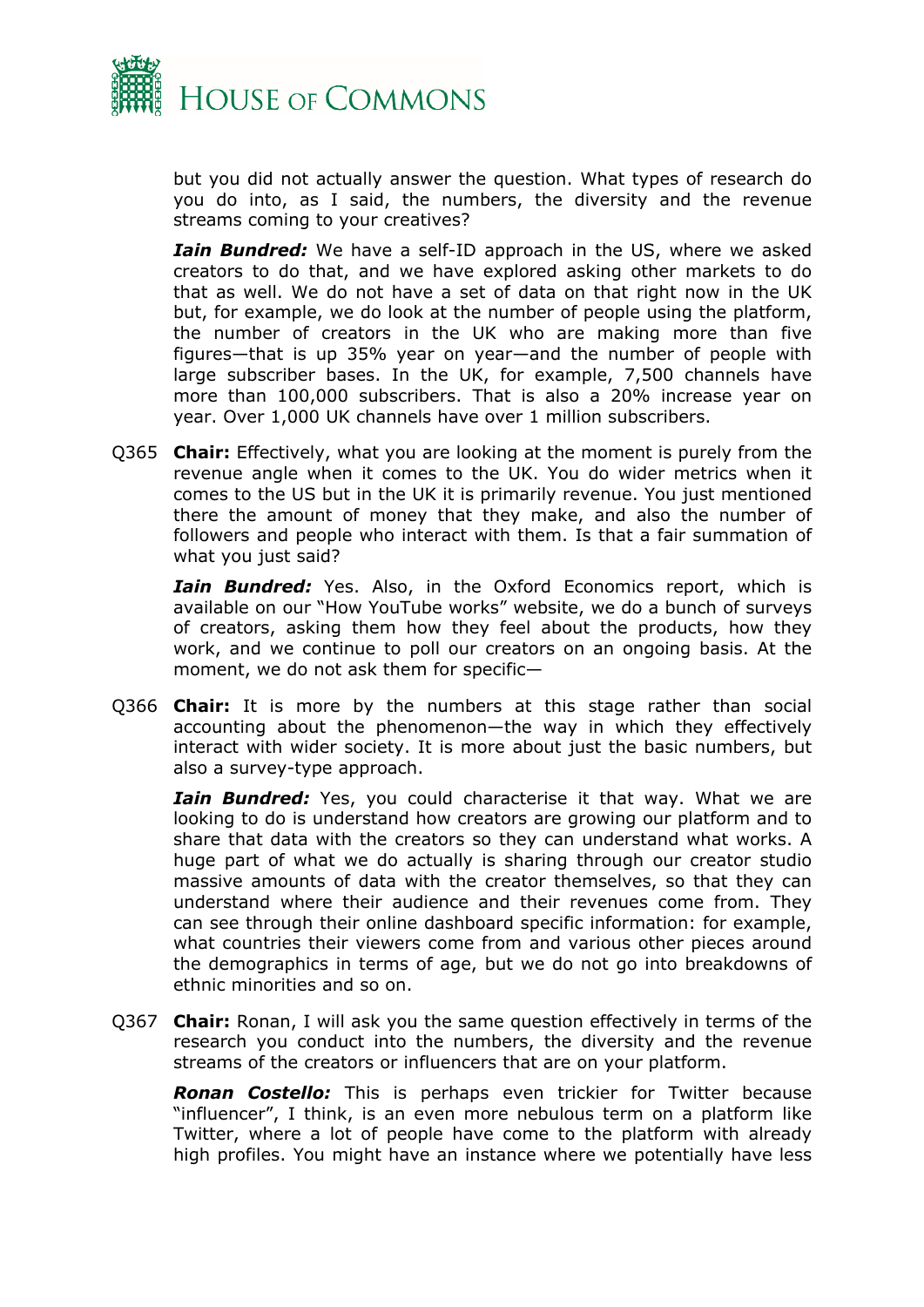but you did not actually answer the question. What types of research do you do into, as I said, the numbers, the diversity and the revenue streams coming to your creatives?

***Iain Bundred:*** We have a self-ID approach in the US, where we asked creators to do that, and we have explored asking other markets to do that as well. We do not have a set of data on that right now in the UK but, for example, we do look at the number of people using the platform, the number of creators in the UK who are making more than five figures—that is up 35% year on year—and the number of people with large subscriber bases. In the UK, for example, 7,500 channels have more than 100,000 subscribers. That is also a 20% increase year on year. Over 1,000 UK channels have over 1 million subscribers.

Q365 **Chair:** Effectively, what you are looking at the moment is purely from the revenue angle when it comes to the UK. You do wider metrics when it comes to the US but in the UK it is primarily revenue. You just mentioned there the amount of money that they make, and also the number of followers and people who interact with them. Is that a fair summation of what you just said?

***Iain Bundred:*** Yes. Also, in the Oxford Economics report, which is available on our "How YouTube works" website, we do a bunch of surveys of creators, asking them how they feel about the products, how they work, and we continue to poll our creators on an ongoing basis. At the moment, we do not ask them for specific—

Q366 **Chair:** It is more by the numbers at this stage rather than social accounting about the phenomenon—the way in which they effectively interact with wider society. It is more about just the basic numbers, but also a survey-type approach.

***Iain Bundred:*** Yes, you could characterise it that way. What we are looking to do is understand how creators are growing our platform and to share that data with the creators so they can understand what works. A huge part of what we do actually is sharing through our creator studio massive amounts of data with the creator themselves, so that they can understand where their audience and their revenues come from. They can see through their online dashboard specific information: for example, what countries their viewers come from and various other pieces around the demographics in terms of age, but we do not go into breakdowns of ethnic minorities and so on.

Q367 **Chair:** Ronan, I will ask you the same question effectively in terms of the research you conduct into the numbers, the diversity and the revenue streams of the creators or influencers that are on your platform.

***Ronan Costello:*** This is perhaps even trickier for Twitter because "influencer", I think, is an even more nebulous term on a platform like Twitter, where a lot of people have come to the platform with already high profiles. You might have an instance where we potentially have less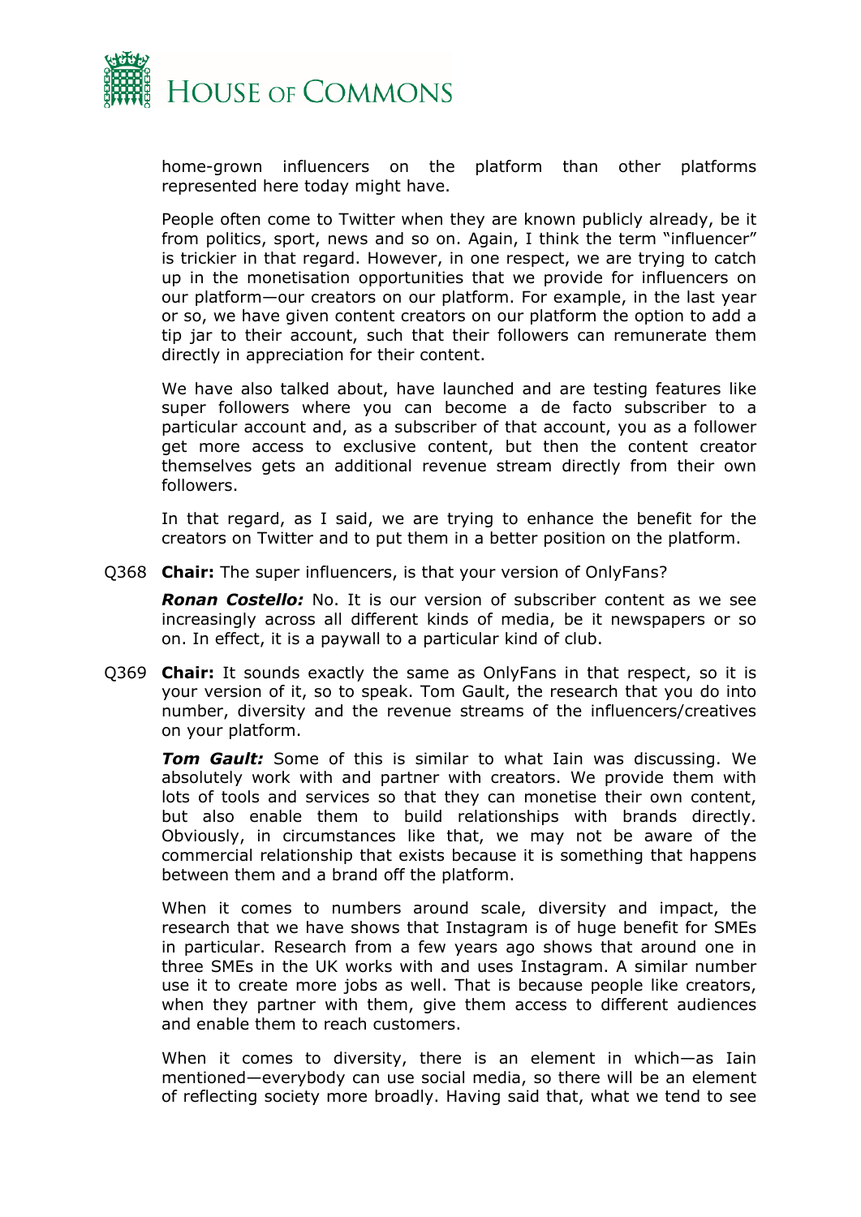home-grown influencers on the platform than other platforms represented here today might have.

People often come to Twitter when they are known publicly already, be it from politics, sport, news and so on. Again, I think the term "influencer" is trickier in that regard. However, in one respect, we are trying to catch up in the monetisation opportunities that we provide for influencers on our platform—our creators on our platform. For example, in the last year or so, we have given content creators on our platform the option to add a tip jar to their account, such that their followers can remunerate them directly in appreciation for their content.

We have also talked about, have launched and are testing features like super followers where you can become a de facto subscriber to a particular account and, as a subscriber of that account, you as a follower get more access to exclusive content, but then the content creator themselves gets an additional revenue stream directly from their own followers.

In that regard, as I said, we are trying to enhance the benefit for the creators on Twitter and to put them in a better position on the platform.

Q368 **Chair:** The super influencers, is that your version of OnlyFans?

***Ronan Costello:*** No. It is our version of subscriber content as we see increasingly across all different kinds of media, be it newspapers or so on. In effect, it is a paywall to a particular kind of club.

Q369 **Chair:** It sounds exactly the same as OnlyFans in that respect, so it is your version of it, so to speak. Tom Gault, the research that you do into number, diversity and the revenue streams of the influencers/creatives on your platform.

***Tom Gault:*** Some of this is similar to what Iain was discussing. We absolutely work with and partner with creators. We provide them with lots of tools and services so that they can monetise their own content, but also enable them to build relationships with brands directly. Obviously, in circumstances like that, we may not be aware of the commercial relationship that exists because it is something that happens between them and a brand off the platform.

When it comes to numbers around scale, diversity and impact, the research that we have shows that Instagram is of huge benefit for SMEs in particular. Research from a few years ago shows that around one in three SMEs in the UK works with and uses Instagram. A similar number use it to create more jobs as well. That is because people like creators, when they partner with them, give them access to different audiences and enable them to reach customers.

When it comes to diversity, there is an element in which—as Iain mentioned—everybody can use social media, so there will be an element of reflecting society more broadly. Having said that, what we tend to see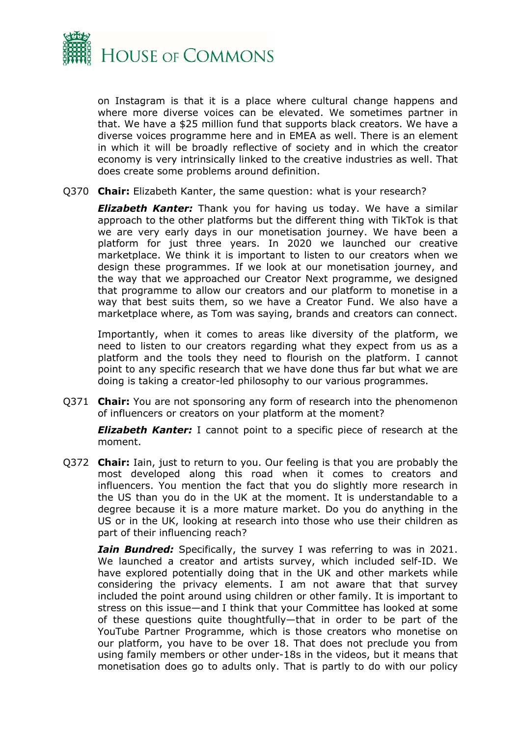on Instagram is that it is a place where cultural change happens and where more diverse voices can be elevated. We sometimes partner in that. We have a $25 million fund that supports black creators. We have a diverse voices programme here and in EMEA as well. There is an element in which it will be broadly reflective of society and in which the creator economy is very intrinsically linked to the creative industries as well. That does create some problems around definition.

Q370 **Chair:** Elizabeth Kanter, the same question: what is your research?

***Elizabeth Kanter:*** Thank you for having us today. We have a similar approach to the other platforms but the different thing with TikTok is that we are very early days in our monetisation journey. We have been a platform for just three years. In 2020 we launched our creative marketplace. We think it is important to listen to our creators when we design these programmes. If we look at our monetisation journey, and the way that we approached our Creator Next programme, we designed that programme to allow our creators and our platform to monetise in a way that best suits them, so we have a Creator Fund. We also have a marketplace where, as Tom was saying, brands and creators can connect.

Importantly, when it comes to areas like diversity of the platform, we need to listen to our creators regarding what they expect from us as a platform and the tools they need to flourish on the platform. I cannot point to any specific research that we have done thus far but what we are doing is taking a creator-led philosophy to our various programmes.

Q371 **Chair:** You are not sponsoring any form of research into the phenomenon of influencers or creators on your platform at the moment?

***Elizabeth Kanter:*** I cannot point to a specific piece of research at the moment.

Q372 **Chair:** Iain, just to return to you. Our feeling is that you are probably the most developed along this road when it comes to creators and influencers. You mention the fact that you do slightly more research in the US than you do in the UK at the moment. It is understandable to a degree because it is a more mature market. Do you do anything in the US or in the UK, looking at research into those who use their children as part of their influencing reach?

***Iain Bundred:*** Specifically, the survey I was referring to was in 2021. We launched a creator and artists survey, which included self-ID. We have explored potentially doing that in the UK and other markets while considering the privacy elements. I am not aware that that survey included the point around using children or other family. It is important to stress on this issue—and I think that your Committee has looked at some of these questions quite thoughtfully—that in order to be part of the YouTube Partner Programme, which is those creators who monetise on our platform, you have to be over 18. That does not preclude you from using family members or other under-18s in the videos, but it means that monetisation does go to adults only. That is partly to do with our policy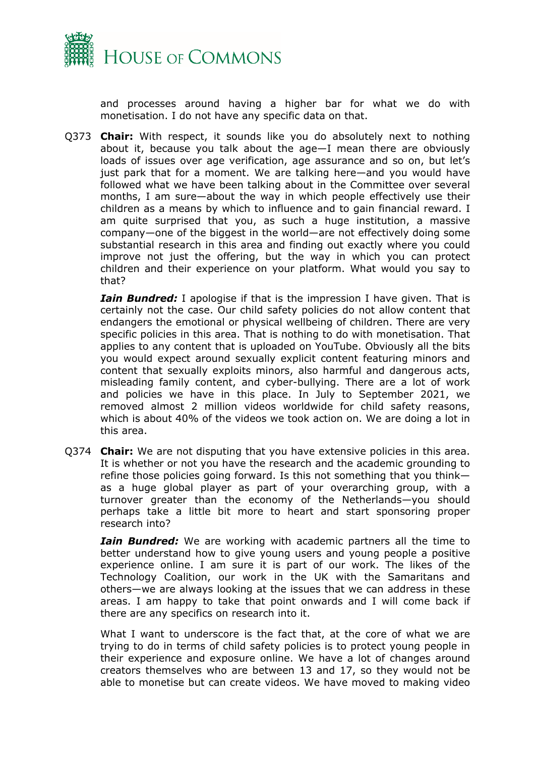and processes around having a higher bar for what we do with monetisation. I do not have any specific data on that.

Q373 **Chair:** With respect, it sounds like you do absolutely next to nothing about it, because you talk about the age—I mean there are obviously loads of issues over age verification, age assurance and so on, but let's just park that for a moment. We are talking here—and you would have followed what we have been talking about in the Committee over several months, I am sure—about the way in which people effectively use their children as a means by which to influence and to gain financial reward. I am quite surprised that you, as such a huge institution, a massive company—one of the biggest in the world—are not effectively doing some substantial research in this area and finding out exactly where you could improve not just the offering, but the way in which you can protect children and their experience on your platform. What would you say to that?

***Iain Bundred:*** I apologise if that is the impression I have given. That is certainly not the case. Our child safety policies do not allow content that endangers the emotional or physical wellbeing of children. There are very specific policies in this area. That is nothing to do with monetisation. That applies to any content that is uploaded on YouTube. Obviously all the bits you would expect around sexually explicit content featuring minors and content that sexually exploits minors, also harmful and dangerous acts, misleading family content, and cyber-bullying. There are a lot of work and policies we have in this place. In July to September 2021, we removed almost 2 million videos worldwide for child safety reasons, which is about 40% of the videos we took action on. We are doing a lot in this area.

Q374 **Chair:** We are not disputing that you have extensive policies in this area. It is whether or not you have the research and the academic grounding to refine those policies going forward. Is this not something that you think—as a huge global player as part of your overarching group, with a turnover greater than the economy of the Netherlands—you should perhaps take a little bit more to heart and start sponsoring proper research into?

***Iain Bundred:*** We are working with academic partners all the time to better understand how to give young users and young people a positive experience online. I am sure it is part of our work. The likes of the Technology Coalition, our work in the UK with the Samaritans and others—we are always looking at the issues that we can address in these areas. I am happy to take that point onwards and I will come back if there are any specifics on research into it.

What I want to underscore is the fact that, at the core of what we are trying to do in terms of child safety policies is to protect young people in their experience and exposure online. We have a lot of changes around creators themselves who are between 13 and 17, so they would not be able to monetise but can create videos. We have moved to making video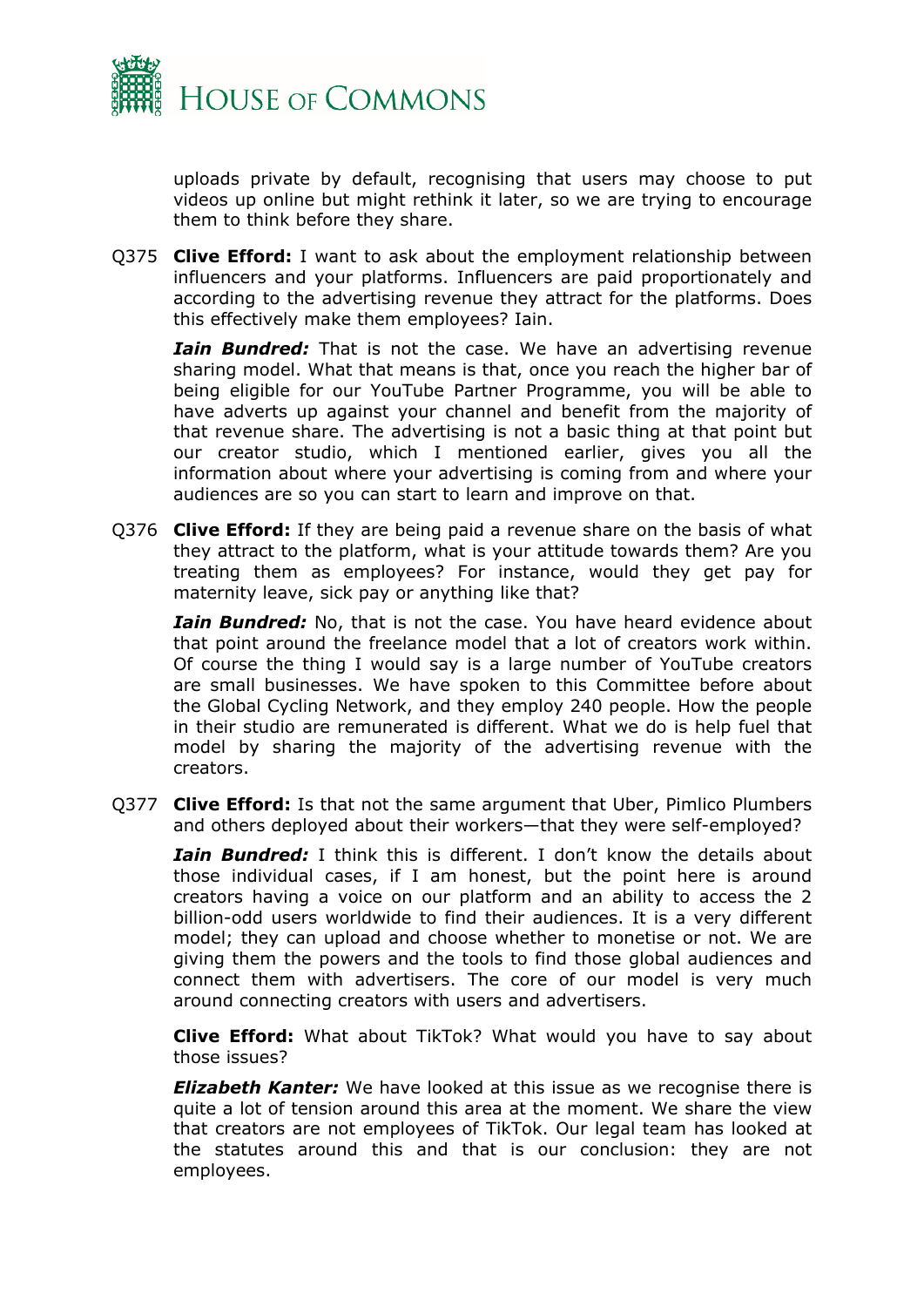uploads private by default, recognising that users may choose to put videos up online but might rethink it later, so we are trying to encourage them to think before they share.

Q375 **Clive Efford:** I want to ask about the employment relationship between influencers and your platforms. Influencers are paid proportionately and according to the advertising revenue they attract for the platforms. Does this effectively make them employees? Iain.

***Iain Bundred:*** That is not the case. We have an advertising revenue sharing model. What that means is that, once you reach the higher bar of being eligible for our YouTube Partner Programme, you will be able to have adverts up against your channel and benefit from the majority of that revenue share. The advertising is not a basic thing at that point but our creator studio, which I mentioned earlier, gives you all the information about where your advertising is coming from and where your audiences are so you can start to learn and improve on that.

Q376 **Clive Efford:** If they are being paid a revenue share on the basis of what they attract to the platform, what is your attitude towards them? Are you treating them as employees? For instance, would they get pay for maternity leave, sick pay or anything like that?

***Iain Bundred:*** No, that is not the case. You have heard evidence about that point around the freelance model that a lot of creators work within. Of course the thing I would say is a large number of YouTube creators are small businesses. We have spoken to this Committee before about the Global Cycling Network, and they employ 240 people. How the people in their studio are remunerated is different. What we do is help fuel that model by sharing the majority of the advertising revenue with the creators.

Q377 **Clive Efford:** Is that not the same argument that Uber, Pimlico Plumbers and others deployed about their workers—that they were self-employed?

***Iain Bundred:*** I think this is different. I don't know the details about those individual cases, if I am honest, but the point here is around creators having a voice on our platform and an ability to access the 2 billion-odd users worldwide to find their audiences. It is a very different model; they can upload and choose whether to monetise or not. We are giving them the powers and the tools to find those global audiences and connect them with advertisers. The core of our model is very much around connecting creators with users and advertisers.

**Clive Efford:** What about TikTok? What would you have to say about those issues?

***Elizabeth Kanter:*** We have looked at this issue as we recognise there is quite a lot of tension around this area at the moment. We share the view that creators are not employees of TikTok. Our legal team has looked at the statutes around this and that is our conclusion: they are not employees.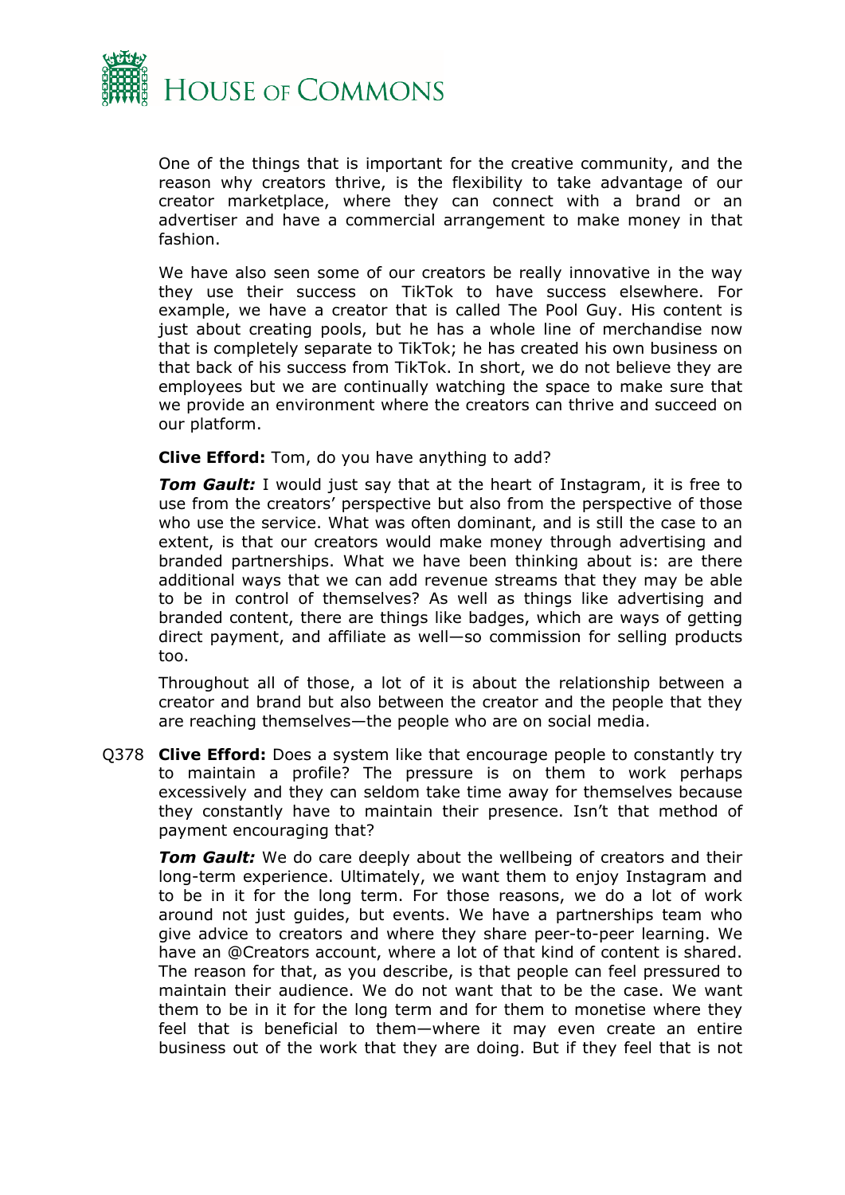One of the things that is important for the creative community, and the reason why creators thrive, is the flexibility to take advantage of our creator marketplace, where they can connect with a brand or an advertiser and have a commercial arrangement to make money in that fashion.

We have also seen some of our creators be really innovative in the way they use their success on TikTok to have success elsewhere. For example, we have a creator that is called The Pool Guy. His content is just about creating pools, but he has a whole line of merchandise now that is completely separate to TikTok; he has created his own business on that back of his success from TikTok. In short, we do not believe they are employees but we are continually watching the space to make sure that we provide an environment where the creators can thrive and succeed on our platform.

**Clive Efford:** Tom, do you have anything to add?

***Tom Gault:*** I would just say that at the heart of Instagram, it is free to use from the creators' perspective but also from the perspective of those who use the service. What was often dominant, and is still the case to an extent, is that our creators would make money through advertising and branded partnerships. What we have been thinking about is: are there additional ways that we can add revenue streams that they may be able to be in control of themselves? As well as things like advertising and branded content, there are things like badges, which are ways of getting direct payment, and affiliate as well—so commission for selling products too.

Throughout all of those, a lot of it is about the relationship between a creator and brand but also between the creator and the people that they are reaching themselves—the people who are on social media.

Q378 **Clive Efford:** Does a system like that encourage people to constantly try to maintain a profile? The pressure is on them to work perhaps excessively and they can seldom take time away for themselves because they constantly have to maintain their presence. Isn't that method of payment encouraging that?

***Tom Gault:*** We do care deeply about the wellbeing of creators and their long-term experience. Ultimately, we want them to enjoy Instagram and to be in it for the long term. For those reasons, we do a lot of work around not just guides, but events. We have a partnerships team who give advice to creators and where they share peer-to-peer learning. We have an @Creators account, where a lot of that kind of content is shared. The reason for that, as you describe, is that people can feel pressured to maintain their audience. We do not want that to be the case. We want them to be in it for the long term and for them to monetise where they feel that is beneficial to them—where it may even create an entire business out of the work that they are doing. But if they feel that is not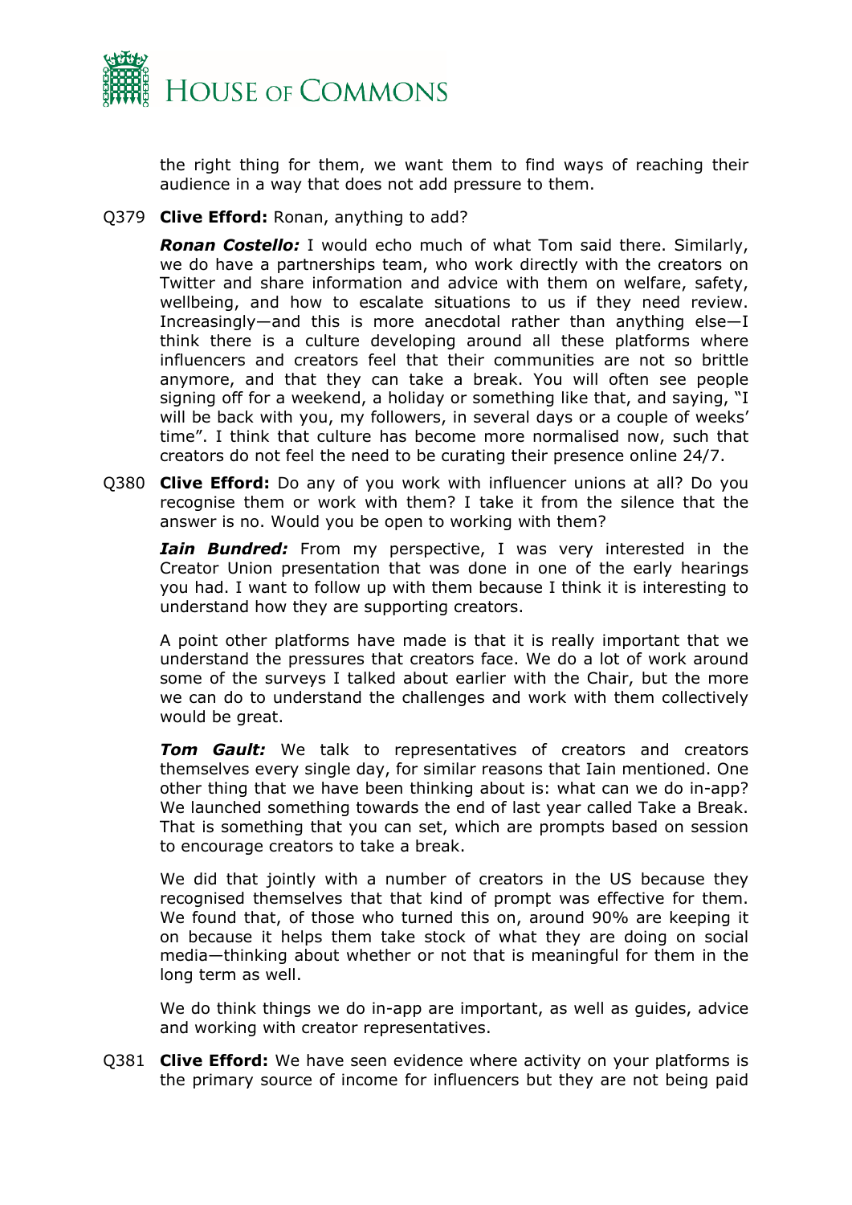the right thing for them, we want them to find ways of reaching their audience in a way that does not add pressure to them.

Q379 **Clive Efford:** Ronan, anything to add?

***Ronan Costello:*** I would echo much of what Tom said there. Similarly, we do have a partnerships team, who work directly with the creators on Twitter and share information and advice with them on welfare, safety, wellbeing, and how to escalate situations to us if they need review. Increasingly—and this is more anecdotal rather than anything else—I think there is a culture developing around all these platforms where influencers and creators feel that their communities are not so brittle anymore, and that they can take a break. You will often see people signing off for a weekend, a holiday or something like that, and saying, "I will be back with you, my followers, in several days or a couple of weeks' time". I think that culture has become more normalised now, such that creators do not feel the need to be curating their presence online 24/7.

Q380 **Clive Efford:** Do any of you work with influencer unions at all? Do you recognise them or work with them? I take it from the silence that the answer is no. Would you be open to working with them?

***Iain Bundred:*** From my perspective, I was very interested in the Creator Union presentation that was done in one of the early hearings you had. I want to follow up with them because I think it is interesting to understand how they are supporting creators.

A point other platforms have made is that it is really important that we understand the pressures that creators face. We do a lot of work around some of the surveys I talked about earlier with the Chair, but the more we can do to understand the challenges and work with them collectively would be great.

***Tom Gault:*** We talk to representatives of creators and creators themselves every single day, for similar reasons that Iain mentioned. One other thing that we have been thinking about is: what can we do in-app? We launched something towards the end of last year called Take a Break. That is something that you can set, which are prompts based on session to encourage creators to take a break.

We did that jointly with a number of creators in the US because they recognised themselves that that kind of prompt was effective for them. We found that, of those who turned this on, around 90% are keeping it on because it helps them take stock of what they are doing on social media—thinking about whether or not that is meaningful for them in the long term as well.

We do think things we do in-app are important, as well as guides, advice and working with creator representatives.

Q381 **Clive Efford:** We have seen evidence where activity on your platforms is the primary source of income for influencers but they are not being paid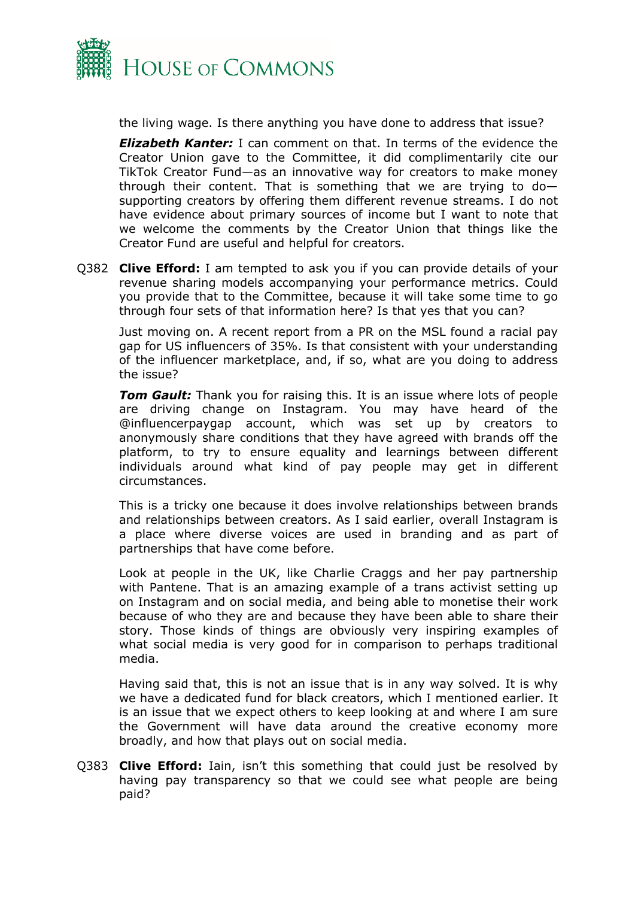the living wage. Is there anything you have done to address that issue?

***Elizabeth Kanter:*** I can comment on that. In terms of the evidence the Creator Union gave to the Committee, it did complimentarily cite our TikTok Creator Fund—as an innovative way for creators to make money through their content. That is something that we are trying to do—supporting creators by offering them different revenue streams. I do not have evidence about primary sources of income but I want to note that we welcome the comments by the Creator Union that things like the Creator Fund are useful and helpful for creators.

Q382 **Clive Efford:** I am tempted to ask you if you can provide details of your revenue sharing models accompanying your performance metrics. Could you provide that to the Committee, because it will take some time to go through four sets of that information here? Is that yes that you can?

Just moving on. A recent report from a PR on the MSL found a racial pay gap for US influencers of 35%. Is that consistent with your understanding of the influencer marketplace, and, if so, what are you doing to address the issue?

***Tom Gault:*** Thank you for raising this. It is an issue where lots of people are driving change on Instagram. You may have heard of the @influencerpaygap account, which was set up by creators to anonymously share conditions that they have agreed with brands off the platform, to try to ensure equality and learnings between different individuals around what kind of pay people may get in different circumstances.

This is a tricky one because it does involve relationships between brands and relationships between creators. As I said earlier, overall Instagram is a place where diverse voices are used in branding and as part of partnerships that have come before.

Look at people in the UK, like Charlie Craggs and her pay partnership with Pantene. That is an amazing example of a trans activist setting up on Instagram and on social media, and being able to monetise their work because of who they are and because they have been able to share their story. Those kinds of things are obviously very inspiring examples of what social media is very good for in comparison to perhaps traditional media.

Having said that, this is not an issue that is in any way solved. It is why we have a dedicated fund for black creators, which I mentioned earlier. It is an issue that we expect others to keep looking at and where I am sure the Government will have data around the creative economy more broadly, and how that plays out on social media.

Q383 **Clive Efford:** Iain, isn't this something that could just be resolved by having pay transparency so that we could see what people are being paid?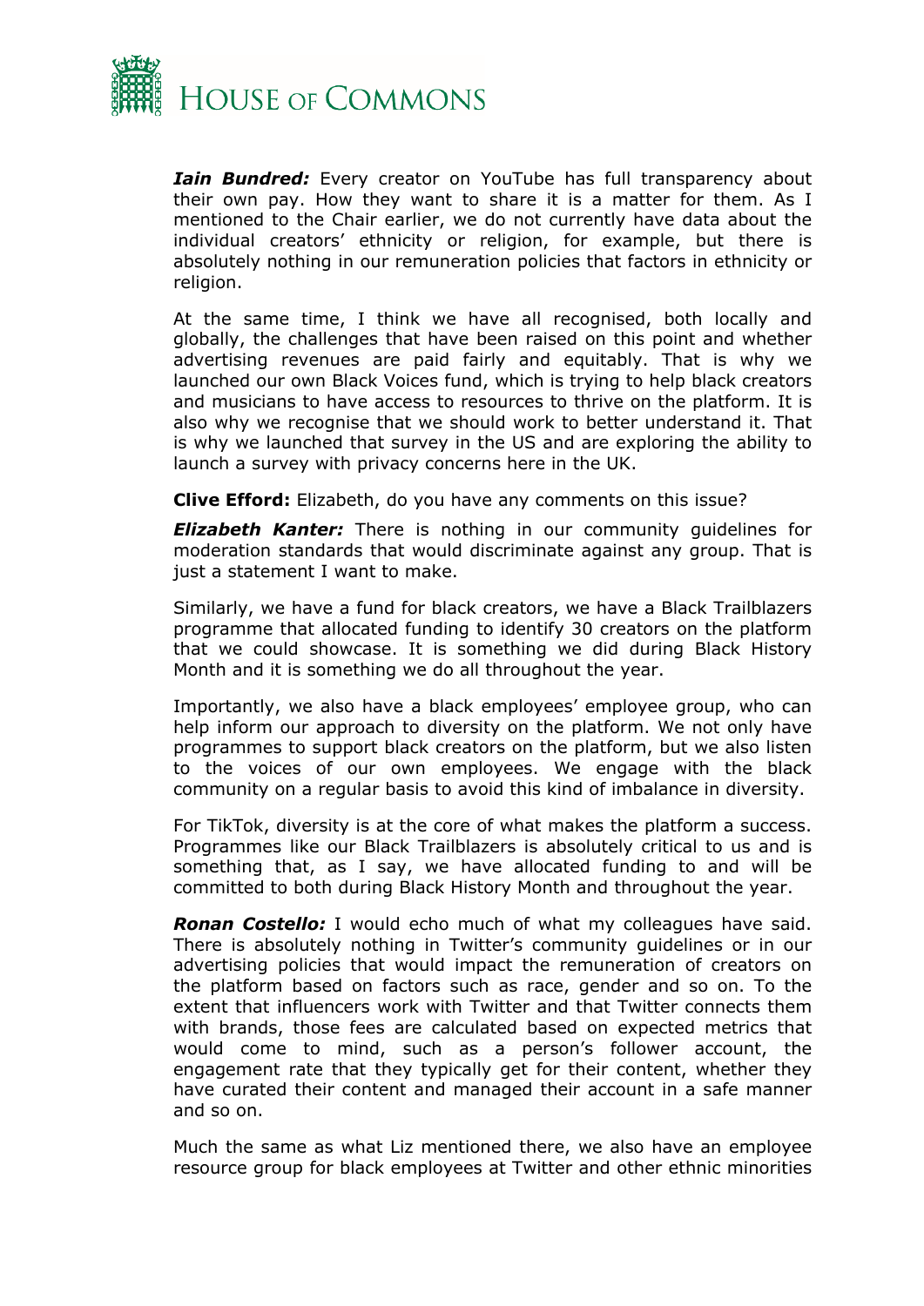***Iain Bundred:*** Every creator on YouTube has full transparency about their own pay. How they want to share it is a matter for them. As I mentioned to the Chair earlier, we do not currently have data about the individual creators' ethnicity or religion, for example, but there is absolutely nothing in our remuneration policies that factors in ethnicity or religion.

At the same time, I think we have all recognised, both locally and globally, the challenges that have been raised on this point and whether advertising revenues are paid fairly and equitably. That is why we launched our own Black Voices fund, which is trying to help black creators and musicians to have access to resources to thrive on the platform. It is also why we recognise that we should work to better understand it. That is why we launched that survey in the US and are exploring the ability to launch a survey with privacy concerns here in the UK.

**Clive Efford:** Elizabeth, do you have any comments on this issue?

***Elizabeth Kanter:*** There is nothing in our community guidelines for moderation standards that would discriminate against any group. That is just a statement I want to make.

Similarly, we have a fund for black creators, we have a Black Trailblazers programme that allocated funding to identify 30 creators on the platform that we could showcase. It is something we did during Black History Month and it is something we do all throughout the year.

Importantly, we also have a black employees' employee group, who can help inform our approach to diversity on the platform. We not only have programmes to support black creators on the platform, but we also listen to the voices of our own employees. We engage with the black community on a regular basis to avoid this kind of imbalance in diversity.

For TikTok, diversity is at the core of what makes the platform a success. Programmes like our Black Trailblazers is absolutely critical to us and is something that, as I say, we have allocated funding to and will be committed to both during Black History Month and throughout the year.

***Ronan Costello:*** I would echo much of what my colleagues have said. There is absolutely nothing in Twitter's community guidelines or in our advertising policies that would impact the remuneration of creators on the platform based on factors such as race, gender and so on. To the extent that influencers work with Twitter and that Twitter connects them with brands, those fees are calculated based on expected metrics that would come to mind, such as a person's follower account, the engagement rate that they typically get for their content, whether they have curated their content and managed their account in a safe manner and so on.

Much the same as what Liz mentioned there, we also have an employee resource group for black employees at Twitter and other ethnic minorities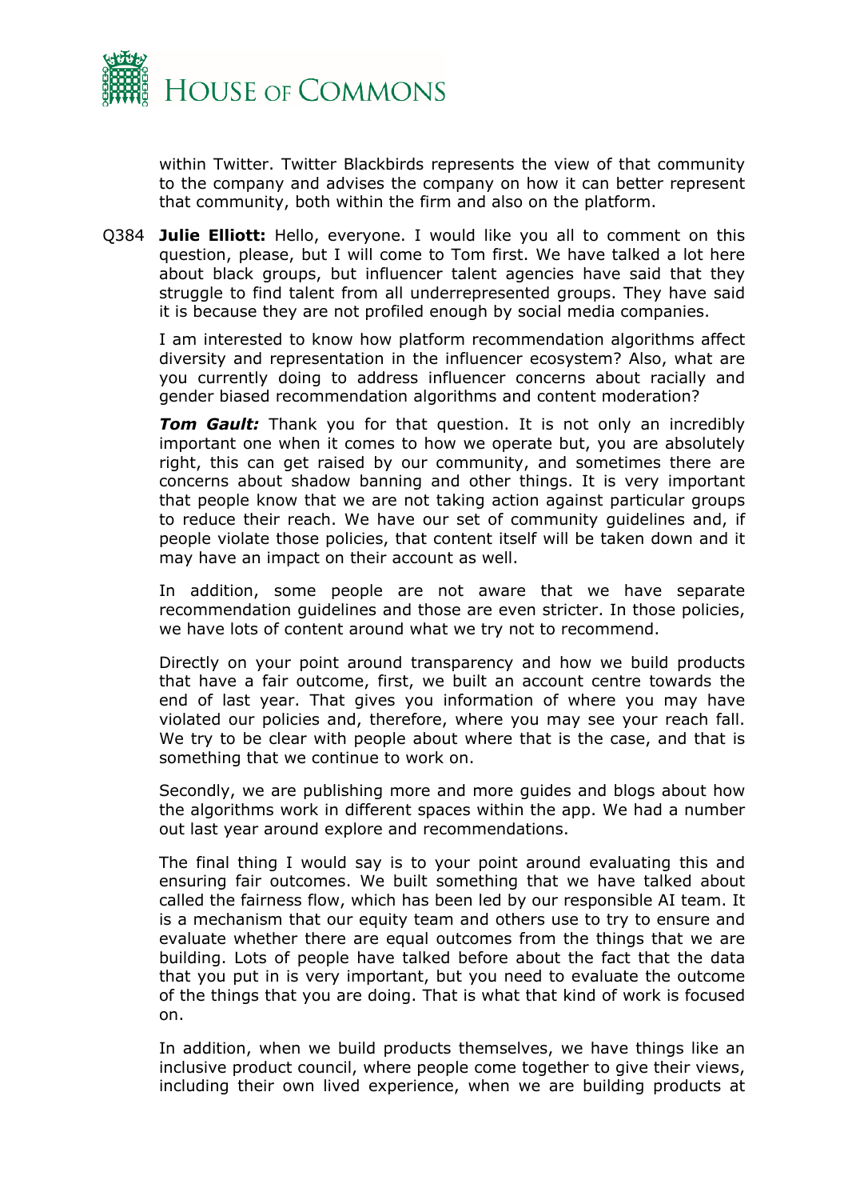within Twitter. Twitter Blackbirds represents the view of that community to the company and advises the company on how it can better represent that community, both within the firm and also on the platform.

Q384 **Julie Elliott:** Hello, everyone. I would like you all to comment on this question, please, but I will come to Tom first. We have talked a lot here about black groups, but influencer talent agencies have said that they struggle to find talent from all underrepresented groups. They have said it is because they are not profiled enough by social media companies.

I am interested to know how platform recommendation algorithms affect diversity and representation in the influencer ecosystem? Also, what are you currently doing to address influencer concerns about racially and gender biased recommendation algorithms and content moderation?

***Tom Gault:*** Thank you for that question. It is not only an incredibly important one when it comes to how we operate but, you are absolutely right, this can get raised by our community, and sometimes there are concerns about shadow banning and other things. It is very important that people know that we are not taking action against particular groups to reduce their reach. We have our set of community guidelines and, if people violate those policies, that content itself will be taken down and it may have an impact on their account as well.

In addition, some people are not aware that we have separate recommendation guidelines and those are even stricter. In those policies, we have lots of content around what we try not to recommend.

Directly on your point around transparency and how we build products that have a fair outcome, first, we built an account centre towards the end of last year. That gives you information of where you may have violated our policies and, therefore, where you may see your reach fall. We try to be clear with people about where that is the case, and that is something that we continue to work on.

Secondly, we are publishing more and more guides and blogs about how the algorithms work in different spaces within the app. We had a number out last year around explore and recommendations.

The final thing I would say is to your point around evaluating this and ensuring fair outcomes. We built something that we have talked about called the fairness flow, which has been led by our responsible AI team. It is a mechanism that our equity team and others use to try to ensure and evaluate whether there are equal outcomes from the things that we are building. Lots of people have talked before about the fact that the data that you put in is very important, but you need to evaluate the outcome of the things that you are doing. That is what that kind of work is focused on.

In addition, when we build products themselves, we have things like an inclusive product council, where people come together to give their views, including their own lived experience, when we are building products at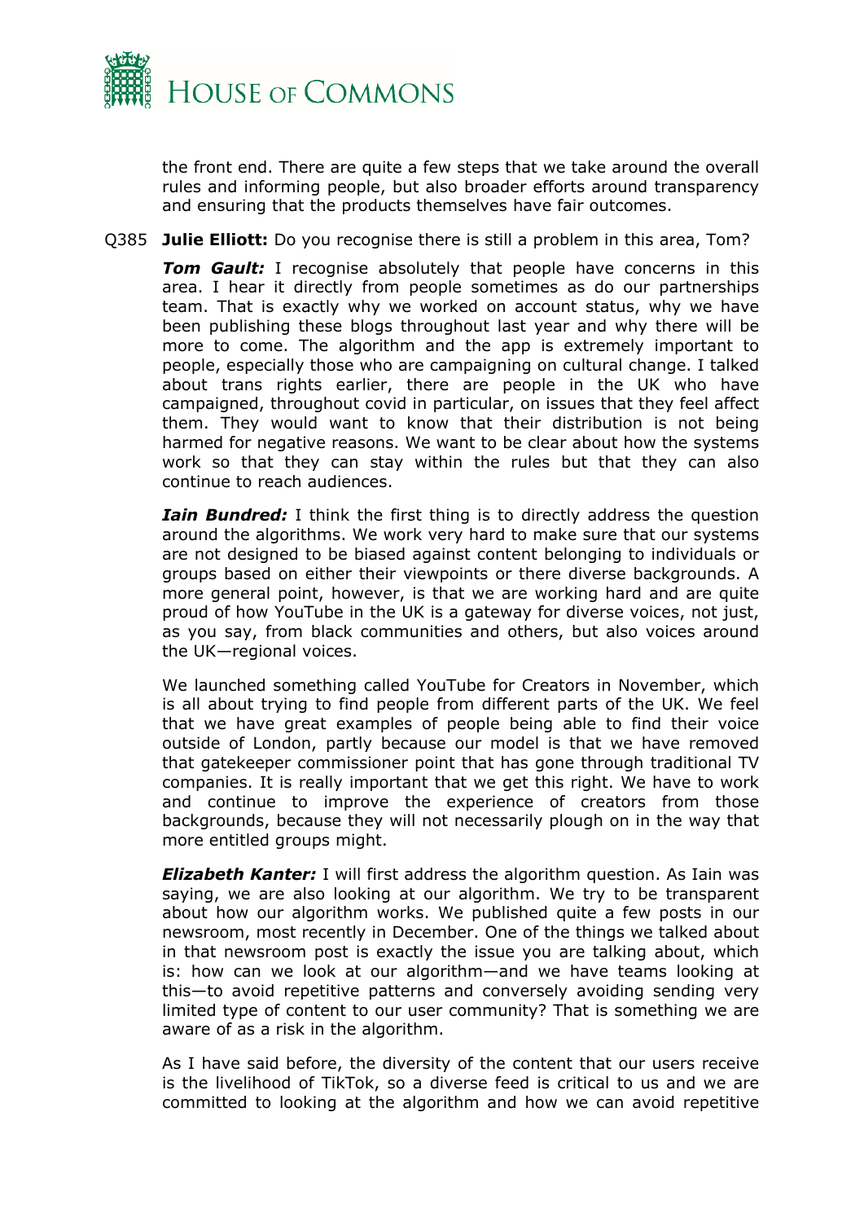the front end. There are quite a few steps that we take around the overall rules and informing people, but also broader efforts around transparency and ensuring that the products themselves have fair outcomes.

Q385 **Julie Elliott:** Do you recognise there is still a problem in this area, Tom?

***Tom Gault:*** I recognise absolutely that people have concerns in this area. I hear it directly from people sometimes as do our partnerships team. That is exactly why we worked on account status, why we have been publishing these blogs throughout last year and why there will be more to come. The algorithm and the app is extremely important to people, especially those who are campaigning on cultural change. I talked about trans rights earlier, there are people in the UK who have campaigned, throughout covid in particular, on issues that they feel affect them. They would want to know that their distribution is not being harmed for negative reasons. We want to be clear about how the systems work so that they can stay within the rules but that they can also continue to reach audiences.

***Iain Bundred:*** I think the first thing is to directly address the question around the algorithms. We work very hard to make sure that our systems are not designed to be biased against content belonging to individuals or groups based on either their viewpoints or there diverse backgrounds. A more general point, however, is that we are working hard and are quite proud of how YouTube in the UK is a gateway for diverse voices, not just, as you say, from black communities and others, but also voices around the UK—regional voices.

We launched something called YouTube for Creators in November, which is all about trying to find people from different parts of the UK. We feel that we have great examples of people being able to find their voice outside of London, partly because our model is that we have removed that gatekeeper commissioner point that has gone through traditional TV companies. It is really important that we get this right. We have to work and continue to improve the experience of creators from those backgrounds, because they will not necessarily plough on in the way that more entitled groups might.

***Elizabeth Kanter:*** I will first address the algorithm question. As Iain was saying, we are also looking at our algorithm. We try to be transparent about how our algorithm works. We published quite a few posts in our newsroom, most recently in December. One of the things we talked about in that newsroom post is exactly the issue you are talking about, which is: how can we look at our algorithm—and we have teams looking at this—to avoid repetitive patterns and conversely avoiding sending very limited type of content to our user community? That is something we are aware of as a risk in the algorithm.

As I have said before, the diversity of the content that our users receive is the livelihood of TikTok, so a diverse feed is critical to us and we are committed to looking at the algorithm and how we can avoid repetitive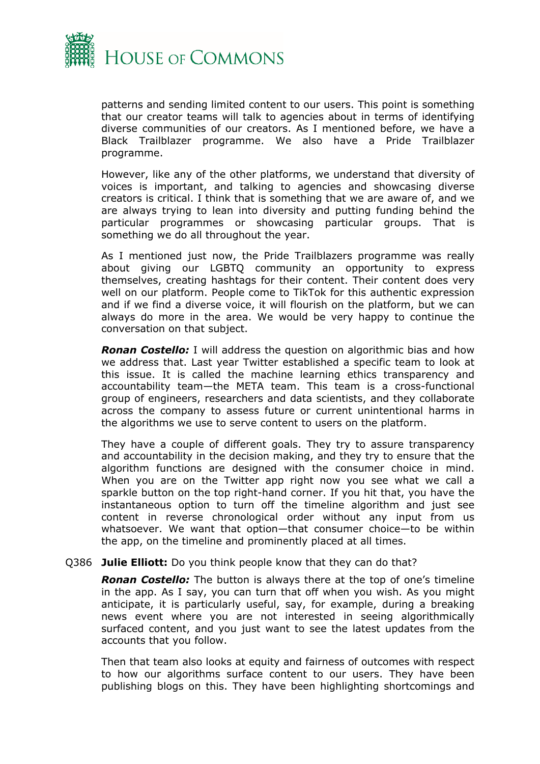patterns and sending limited content to our users. This point is something that our creator teams will talk to agencies about in terms of identifying diverse communities of our creators. As I mentioned before, we have a Black Trailblazer programme. We also have a Pride Trailblazer programme.

However, like any of the other platforms, we understand that diversity of voices is important, and talking to agencies and showcasing diverse creators is critical. I think that is something that we are aware of, and we are always trying to lean into diversity and putting funding behind the particular programmes or showcasing particular groups. That is something we do all throughout the year.

As I mentioned just now, the Pride Trailblazers programme was really about giving our LGBTQ community an opportunity to express themselves, creating hashtags for their content. Their content does very well on our platform. People come to TikTok for this authentic expression and if we find a diverse voice, it will flourish on the platform, but we can always do more in the area. We would be very happy to continue the conversation on that subject.

***Ronan Costello:*** I will address the question on algorithmic bias and how we address that. Last year Twitter established a specific team to look at this issue. It is called the machine learning ethics transparency and accountability team—the META team. This team is a cross-functional group of engineers, researchers and data scientists, and they collaborate across the company to assess future or current unintentional harms in the algorithms we use to serve content to users on the platform.

They have a couple of different goals. They try to assure transparency and accountability in the decision making, and they try to ensure that the algorithm functions are designed with the consumer choice in mind. When you are on the Twitter app right now you see what we call a sparkle button on the top right-hand corner. If you hit that, you have the instantaneous option to turn off the timeline algorithm and just see content in reverse chronological order without any input from us whatsoever. We want that option—that consumer choice—to be within the app, on the timeline and prominently placed at all times.

Q386 **Julie Elliott:** Do you think people know that they can do that?

***Ronan Costello:*** The button is always there at the top of one's timeline in the app. As I say, you can turn that off when you wish. As you might anticipate, it is particularly useful, say, for example, during a breaking news event where you are not interested in seeing algorithmically surfaced content, and you just want to see the latest updates from the accounts that you follow.

Then that team also looks at equity and fairness of outcomes with respect to how our algorithms surface content to our users. They have been publishing blogs on this. They have been highlighting shortcomings and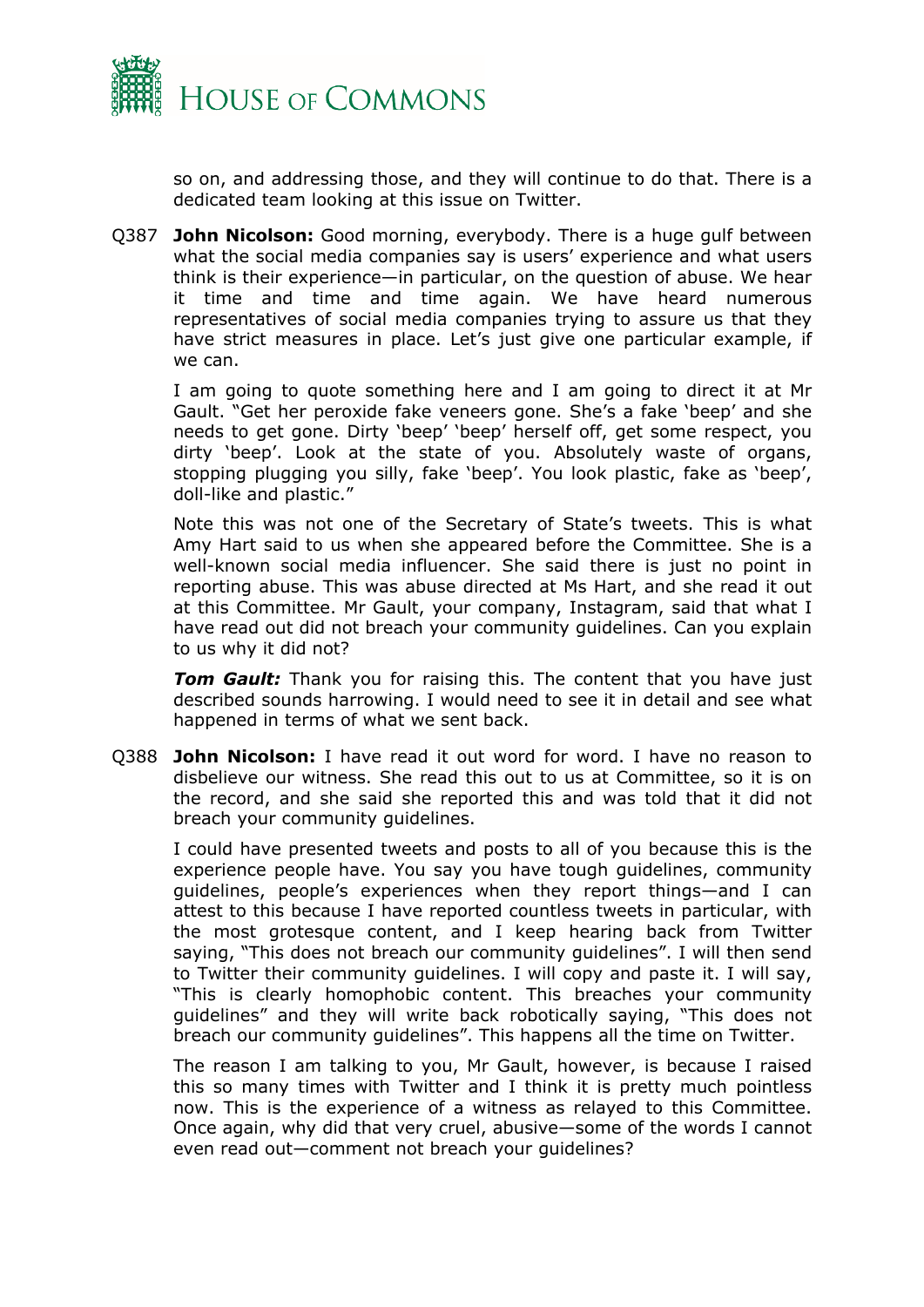so on, and addressing those, and they will continue to do that. There is a dedicated team looking at this issue on Twitter.

Q387 **John Nicolson:** Good morning, everybody. There is a huge gulf between what the social media companies say is users' experience and what users think is their experience—in particular, on the question of abuse. We hear it time and time and time again. We have heard numerous representatives of social media companies trying to assure us that they have strict measures in place. Let's just give one particular example, if we can.

I am going to quote something here and I am going to direct it at Mr Gault. "Get her peroxide fake veneers gone. She's a fake 'beep' and she needs to get gone. Dirty 'beep' 'beep' herself off, get some respect, you dirty 'beep'. Look at the state of you. Absolutely waste of organs, stopping plugging you silly, fake 'beep'. You look plastic, fake as 'beep', doll-like and plastic."

Note this was not one of the Secretary of State's tweets. This is what Amy Hart said to us when she appeared before the Committee. She is a well-known social media influencer. She said there is just no point in reporting abuse. This was abuse directed at Ms Hart, and she read it out at this Committee. Mr Gault, your company, Instagram, said that what I have read out did not breach your community guidelines. Can you explain to us why it did not?

***Tom Gault:*** Thank you for raising this. The content that you have just described sounds harrowing. I would need to see it in detail and see what happened in terms of what we sent back.

Q388 **John Nicolson:** I have read it out word for word. I have no reason to disbelieve our witness. She read this out to us at Committee, so it is on the record, and she said she reported this and was told that it did not breach your community guidelines.

I could have presented tweets and posts to all of you because this is the experience people have. You say you have tough guidelines, community guidelines, people's experiences when they report things—and I can attest to this because I have reported countless tweets in particular, with the most grotesque content, and I keep hearing back from Twitter saying, "This does not breach our community guidelines". I will then send to Twitter their community guidelines. I will copy and paste it. I will say, "This is clearly homophobic content. This breaches your community guidelines" and they will write back robotically saying, "This does not breach our community guidelines". This happens all the time on Twitter.

The reason I am talking to you, Mr Gault, however, is because I raised this so many times with Twitter and I think it is pretty much pointless now. This is the experience of a witness as relayed to this Committee. Once again, why did that very cruel, abusive—some of the words I cannot even read out—comment not breach your guidelines?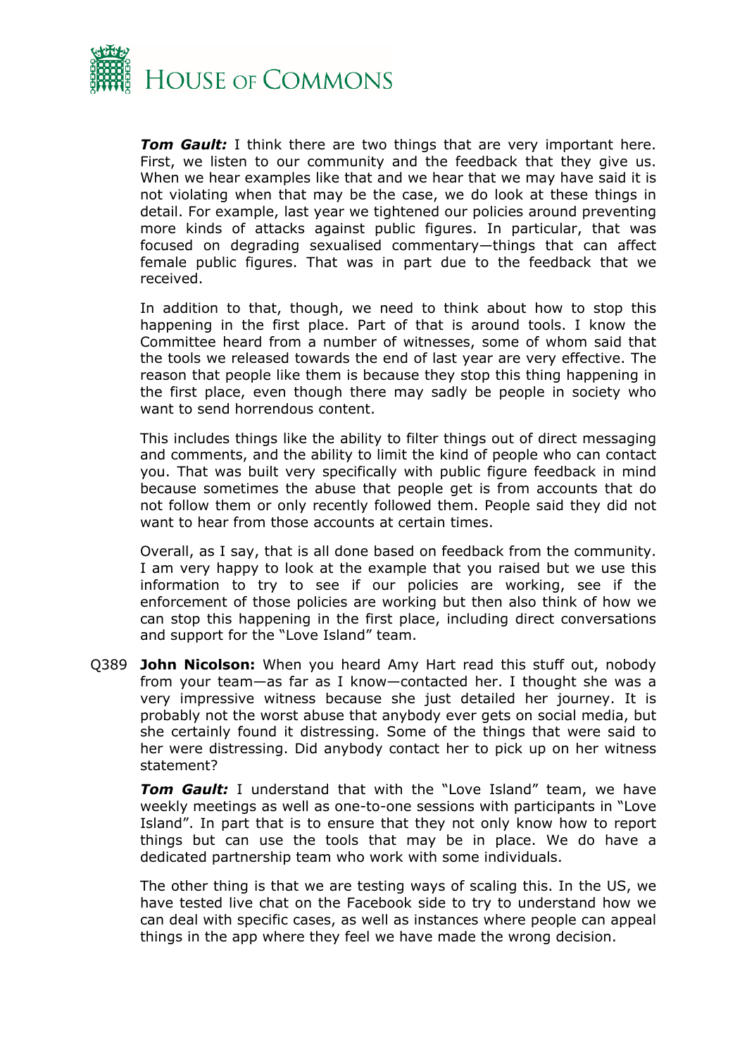***Tom Gault:*** I think there are two things that are very important here. First, we listen to our community and the feedback that they give us. When we hear examples like that and we hear that we may have said it is not violating when that may be the case, we do look at these things in detail. For example, last year we tightened our policies around preventing more kinds of attacks against public figures. In particular, that was focused on degrading sexualised commentary—things that can affect female public figures. That was in part due to the feedback that we received.

In addition to that, though, we need to think about how to stop this happening in the first place. Part of that is around tools. I know the Committee heard from a number of witnesses, some of whom said that the tools we released towards the end of last year are very effective. The reason that people like them is because they stop this thing happening in the first place, even though there may sadly be people in society who want to send horrendous content.

This includes things like the ability to filter things out of direct messaging and comments, and the ability to limit the kind of people who can contact you. That was built very specifically with public figure feedback in mind because sometimes the abuse that people get is from accounts that do not follow them or only recently followed them. People said they did not want to hear from those accounts at certain times.

Overall, as I say, that is all done based on feedback from the community. I am very happy to look at the example that you raised but we use this information to try to see if our policies are working, see if the enforcement of those policies are working but then also think of how we can stop this happening in the first place, including direct conversations and support for the "Love Island" team.

Q389 **John Nicolson:** When you heard Amy Hart read this stuff out, nobody from your team—as far as I know—contacted her. I thought she was a very impressive witness because she just detailed her journey. It is probably not the worst abuse that anybody ever gets on social media, but she certainly found it distressing. Some of the things that were said to her were distressing. Did anybody contact her to pick up on her witness statement?

***Tom Gault:*** I understand that with the "Love Island" team, we have weekly meetings as well as one-to-one sessions with participants in "Love Island". In part that is to ensure that they not only know how to report things but can use the tools that may be in place. We do have a dedicated partnership team who work with some individuals.

The other thing is that we are testing ways of scaling this. In the US, we have tested live chat on the Facebook side to try to understand how we can deal with specific cases, as well as instances where people can appeal things in the app where they feel we have made the wrong decision.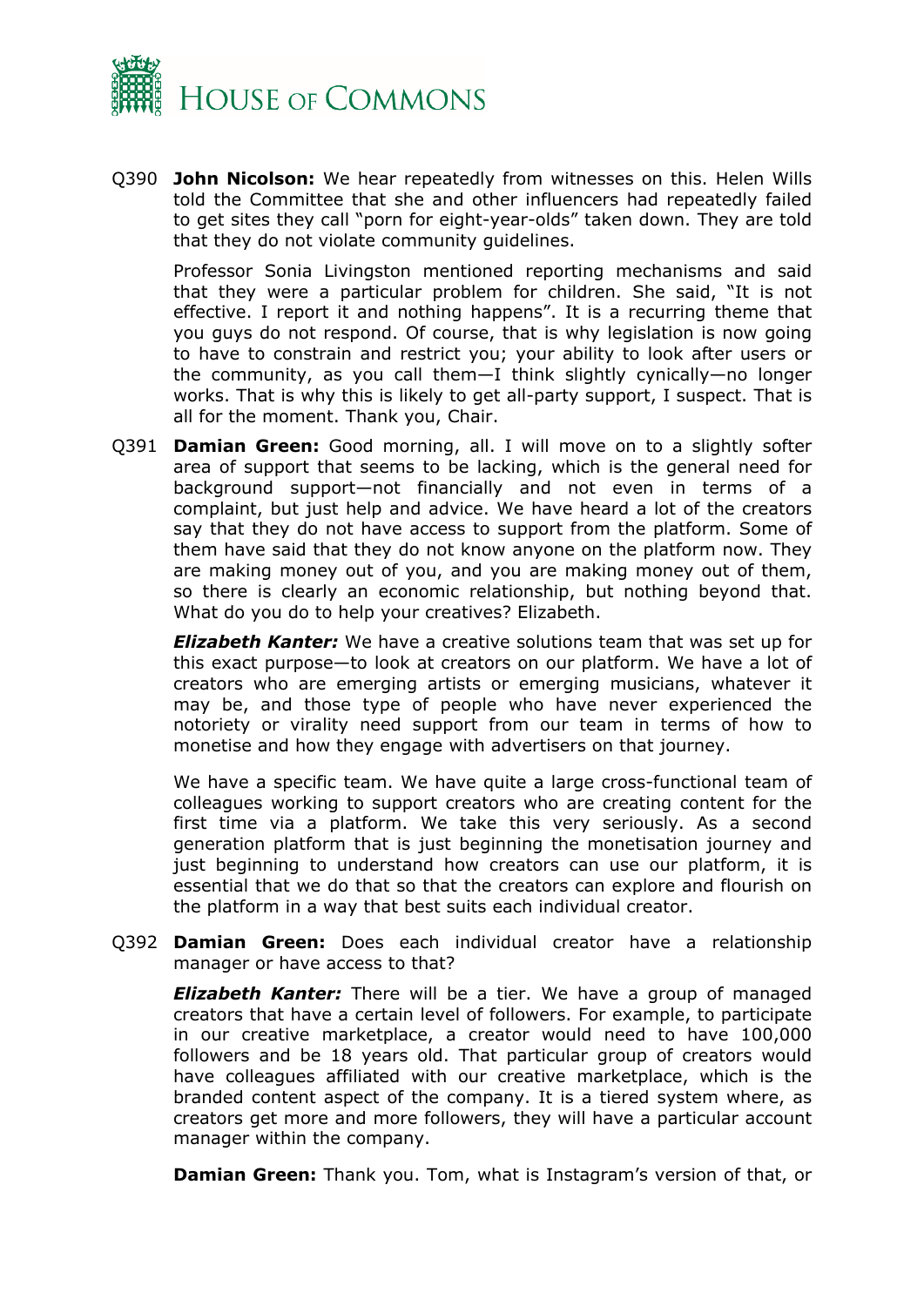Q390 **John Nicolson:** We hear repeatedly from witnesses on this. Helen Wills told the Committee that she and other influencers had repeatedly failed to get sites they call "porn for eight-year-olds" taken down. They are told that they do not violate community guidelines.

Professor Sonia Livingston mentioned reporting mechanisms and said that they were a particular problem for children. She said, "It is not effective. I report it and nothing happens". It is a recurring theme that you guys do not respond. Of course, that is why legislation is now going to have to constrain and restrict you; your ability to look after users or the community, as you call them—I think slightly cynically—no longer works. That is why this is likely to get all-party support, I suspect. That is all for the moment. Thank you, Chair.

Q391 **Damian Green:** Good morning, all. I will move on to a slightly softer area of support that seems to be lacking, which is the general need for background support—not financially and not even in terms of a complaint, but just help and advice. We have heard a lot of the creators say that they do not have access to support from the platform. Some of them have said that they do not know anyone on the platform now. They are making money out of you, and you are making money out of them, so there is clearly an economic relationship, but nothing beyond that. What do you do to help your creatives? Elizabeth.

***Elizabeth Kanter:*** We have a creative solutions team that was set up for this exact purpose—to look at creators on our platform. We have a lot of creators who are emerging artists or emerging musicians, whatever it may be, and those type of people who have never experienced the notoriety or virality need support from our team in terms of how to monetise and how they engage with advertisers on that journey.

We have a specific team. We have quite a large cross-functional team of colleagues working to support creators who are creating content for the first time via a platform. We take this very seriously. As a second generation platform that is just beginning the monetisation journey and just beginning to understand how creators can use our platform, it is essential that we do that so that the creators can explore and flourish on the platform in a way that best suits each individual creator.

Q392 **Damian Green:** Does each individual creator have a relationship manager or have access to that?

***Elizabeth Kanter:*** There will be a tier. We have a group of managed creators that have a certain level of followers. For example, to participate in our creative marketplace, a creator would need to have 100,000 followers and be 18 years old. That particular group of creators would have colleagues affiliated with our creative marketplace, which is the branded content aspect of the company. It is a tiered system where, as creators get more and more followers, they will have a particular account manager within the company.

**Damian Green:** Thank you. Tom, what is Instagram's version of that, or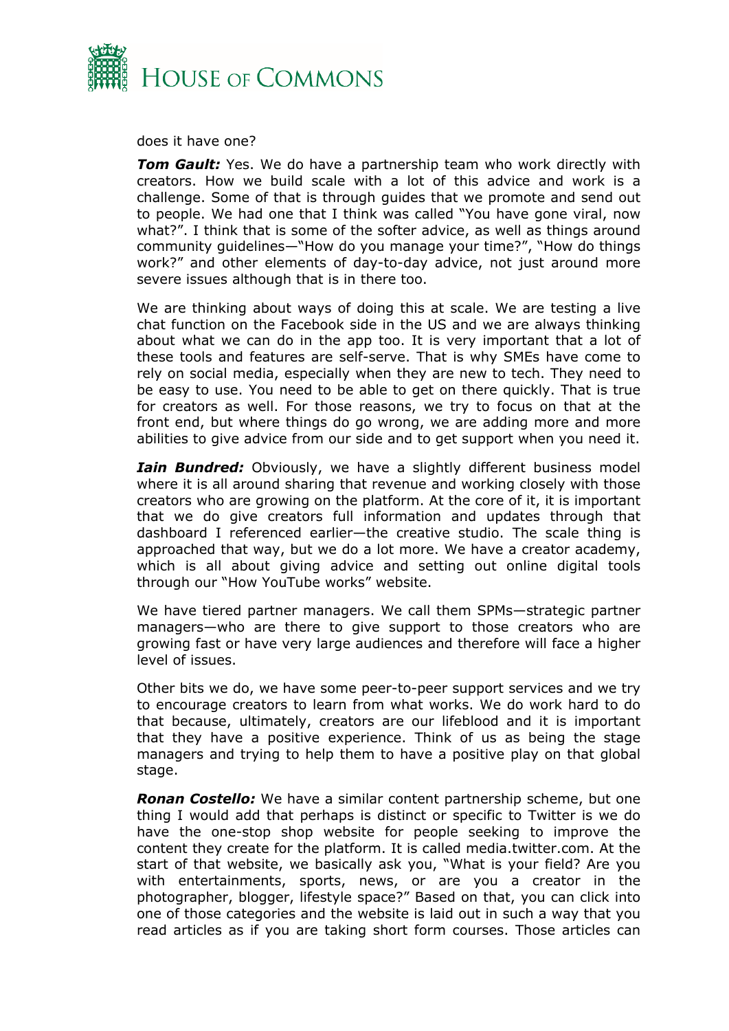does it have one?

***Tom Gault:*** Yes. We do have a partnership team who work directly with creators. How we build scale with a lot of this advice and work is a challenge. Some of that is through guides that we promote and send out to people. We had one that I think was called "You have gone viral, now what?". I think that is some of the softer advice, as well as things around community guidelines—"How do you manage your time?", "How do things work?" and other elements of day-to-day advice, not just around more severe issues although that is in there too.

We are thinking about ways of doing this at scale. We are testing a live chat function on the Facebook side in the US and we are always thinking about what we can do in the app too. It is very important that a lot of these tools and features are self-serve. That is why SMEs have come to rely on social media, especially when they are new to tech. They need to be easy to use. You need to be able to get on there quickly. That is true for creators as well. For those reasons, we try to focus on that at the front end, but where things do go wrong, we are adding more and more abilities to give advice from our side and to get support when you need it.

***Iain Bundred:*** Obviously, we have a slightly different business model where it is all around sharing that revenue and working closely with those creators who are growing on the platform. At the core of it, it is important that we do give creators full information and updates through that dashboard I referenced earlier—the creative studio. The scale thing is approached that way, but we do a lot more. We have a creator academy, which is all about giving advice and setting out online digital tools through our "How YouTube works" website.

We have tiered partner managers. We call them SPMs—strategic partner managers—who are there to give support to those creators who are growing fast or have very large audiences and therefore will face a higher level of issues.

Other bits we do, we have some peer-to-peer support services and we try to encourage creators to learn from what works. We do work hard to do that because, ultimately, creators are our lifeblood and it is important that they have a positive experience. Think of us as being the stage managers and trying to help them to have a positive play on that global stage.

***Ronan Costello:*** We have a similar content partnership scheme, but one thing I would add that perhaps is distinct or specific to Twitter is we do have the one-stop shop website for people seeking to improve the content they create for the platform. It is called media.twitter.com. At the start of that website, we basically ask you, "What is your field? Are you with entertainments, sports, news, or are you a creator in the photographer, blogger, lifestyle space?" Based on that, you can click into one of those categories and the website is laid out in such a way that you read articles as if you are taking short form courses. Those articles can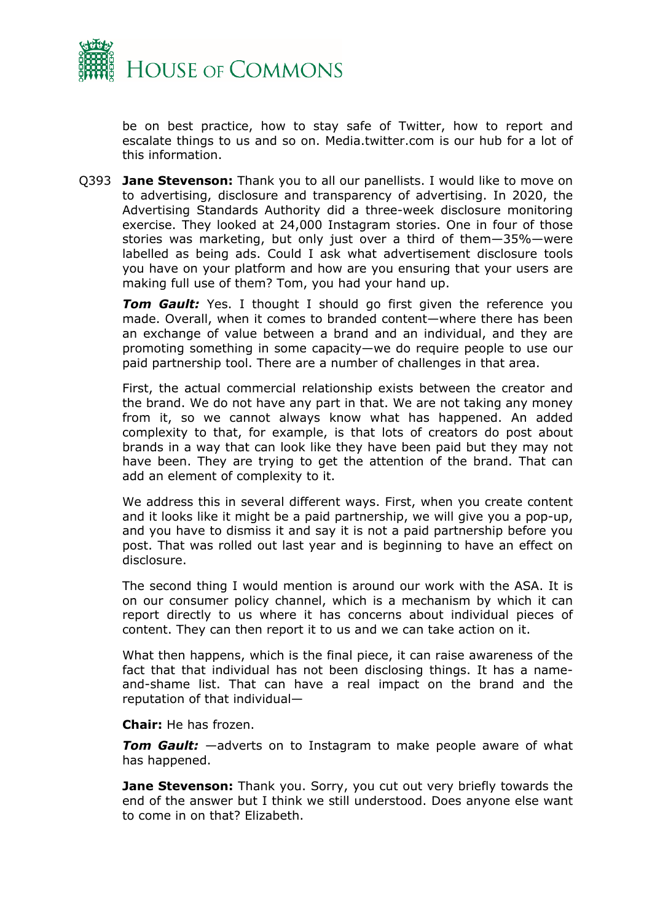be on best practice, how to stay safe of Twitter, how to report and escalate things to us and so on. Media.twitter.com is our hub for a lot of this information.

Q393 **Jane Stevenson:** Thank you to all our panellists. I would like to move on to advertising, disclosure and transparency of advertising. In 2020, the Advertising Standards Authority did a three-week disclosure monitoring exercise. They looked at 24,000 Instagram stories. One in four of those stories was marketing, but only just over a third of them—35%—were labelled as being ads. Could I ask what advertisement disclosure tools you have on your platform and how are you ensuring that your users are making full use of them? Tom, you had your hand up.

***Tom Gault:*** Yes. I thought I should go first given the reference you made. Overall, when it comes to branded content—where there has been an exchange of value between a brand and an individual, and they are promoting something in some capacity—we do require people to use our paid partnership tool. There are a number of challenges in that area.

First, the actual commercial relationship exists between the creator and the brand. We do not have any part in that. We are not taking any money from it, so we cannot always know what has happened. An added complexity to that, for example, is that lots of creators do post about brands in a way that can look like they have been paid but they may not have been. They are trying to get the attention of the brand. That can add an element of complexity to it.

We address this in several different ways. First, when you create content and it looks like it might be a paid partnership, we will give you a pop-up, and you have to dismiss it and say it is not a paid partnership before you post. That was rolled out last year and is beginning to have an effect on disclosure.

The second thing I would mention is around our work with the ASA. It is on our consumer policy channel, which is a mechanism by which it can report directly to us where it has concerns about individual pieces of content. They can then report it to us and we can take action on it.

What then happens, which is the final piece, it can raise awareness of the fact that that individual has not been disclosing things. It has a name-and-shame list. That can have a real impact on the brand and the reputation of that individual—

**Chair:** He has frozen.

***Tom Gault:*** —adverts on to Instagram to make people aware of what has happened.

**Jane Stevenson:** Thank you. Sorry, you cut out very briefly towards the end of the answer but I think we still understood. Does anyone else want to come in on that? Elizabeth.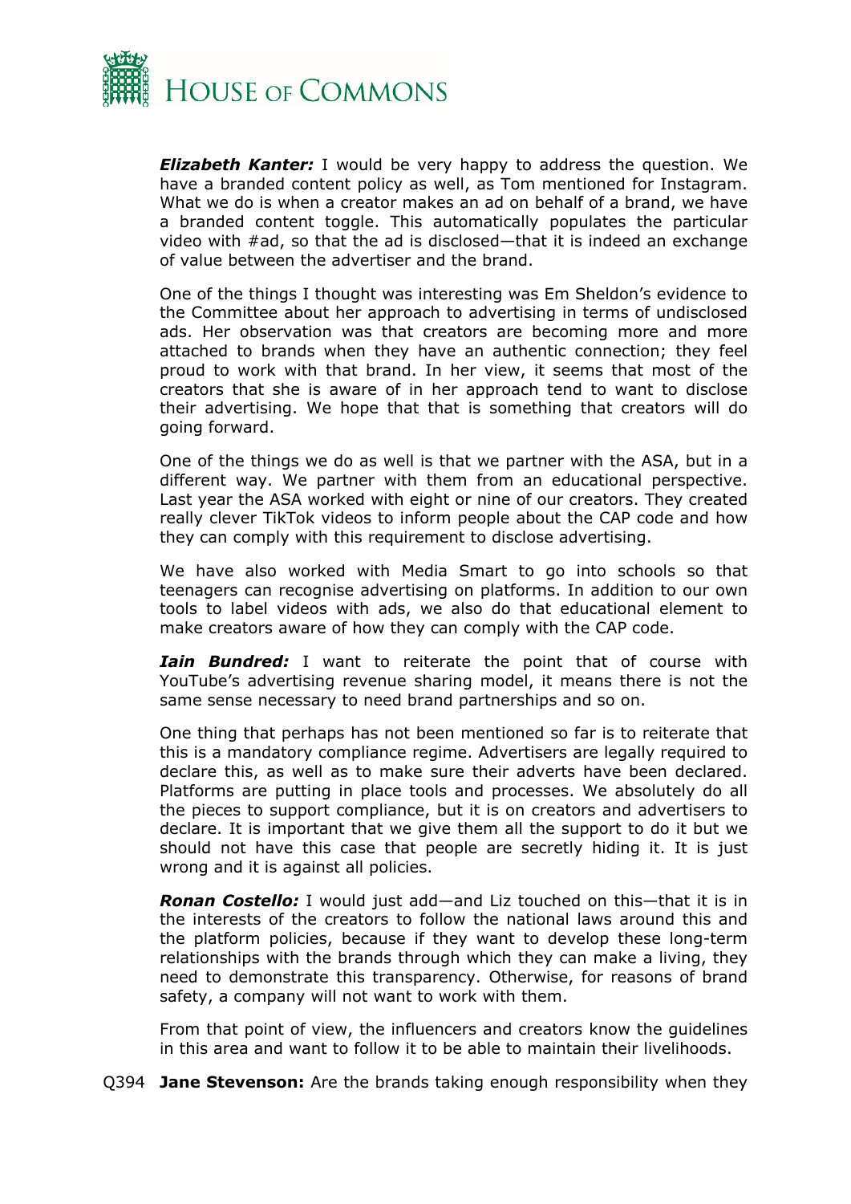***Elizabeth Kanter:*** I would be very happy to address the question. We have a branded content policy as well, as Tom mentioned for Instagram. What we do is when a creator makes an ad on behalf of a brand, we have a branded content toggle. This automatically populates the particular video with #ad, so that the ad is disclosed—that it is indeed an exchange of value between the advertiser and the brand.

One of the things I thought was interesting was Em Sheldon's evidence to the Committee about her approach to advertising in terms of undisclosed ads. Her observation was that creators are becoming more and more attached to brands when they have an authentic connection; they feel proud to work with that brand. In her view, it seems that most of the creators that she is aware of in her approach tend to want to disclose their advertising. We hope that that is something that creators will do going forward.

One of the things we do as well is that we partner with the ASA, but in a different way. We partner with them from an educational perspective. Last year the ASA worked with eight or nine of our creators. They created really clever TikTok videos to inform people about the CAP code and how they can comply with this requirement to disclose advertising.

We have also worked with Media Smart to go into schools so that teenagers can recognise advertising on platforms. In addition to our own tools to label videos with ads, we also do that educational element to make creators aware of how they can comply with the CAP code.

***Iain Bundred:*** I want to reiterate the point that of course with YouTube's advertising revenue sharing model, it means there is not the same sense necessary to need brand partnerships and so on.

One thing that perhaps has not been mentioned so far is to reiterate that this is a mandatory compliance regime. Advertisers are legally required to declare this, as well as to make sure their adverts have been declared. Platforms are putting in place tools and processes. We absolutely do all the pieces to support compliance, but it is on creators and advertisers to declare. It is important that we give them all the support to do it but we should not have this case that people are secretly hiding it. It is just wrong and it is against all policies.

***Ronan Costello:*** I would just add—and Liz touched on this—that it is in the interests of the creators to follow the national laws around this and the platform policies, because if they want to develop these long-term relationships with the brands through which they can make a living, they need to demonstrate this transparency. Otherwise, for reasons of brand safety, a company will not want to work with them.

From that point of view, the influencers and creators know the guidelines in this area and want to follow it to be able to maintain their livelihoods.

Q394 **Jane Stevenson:** Are the brands taking enough responsibility when they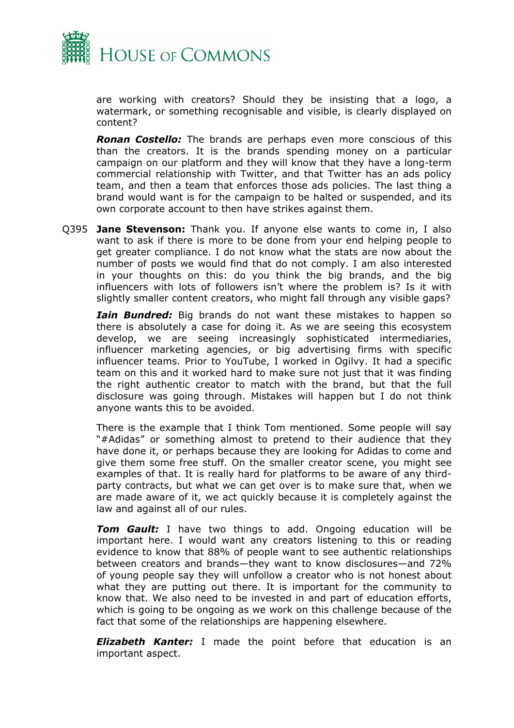are working with creators? Should they be insisting that a logo, a watermark, or something recognisable and visible, is clearly displayed on content?

***Ronan Costello:*** The brands are perhaps even more conscious of this than the creators. It is the brands spending money on a particular campaign on our platform and they will know that they have a long-term commercial relationship with Twitter, and that Twitter has an ads policy team, and then a team that enforces those ads policies. The last thing a brand would want is for the campaign to be halted or suspended, and its own corporate account to then have strikes against them.

Q395 **Jane Stevenson:** Thank you. If anyone else wants to come in, I also want to ask if there is more to be done from your end helping people to get greater compliance. I do not know what the stats are now about the number of posts we would find that do not comply. I am also interested in your thoughts on this: do you think the big brands, and the big influencers with lots of followers isn't where the problem is? Is it with slightly smaller content creators, who might fall through any visible gaps?

***Iain Bundred:*** Big brands do not want these mistakes to happen so there is absolutely a case for doing it. As we are seeing this ecosystem develop, we are seeing increasingly sophisticated intermediaries, influencer marketing agencies, or big advertising firms with specific influencer teams. Prior to YouTube, I worked in Ogilvy. It had a specific team on this and it worked hard to make sure not just that it was finding the right authentic creator to match with the brand, but that the full disclosure was going through. Mistakes will happen but I do not think anyone wants this to be avoided.

There is the example that I think Tom mentioned. Some people will say "#Adidas" or something almost to pretend to their audience that they have done it, or perhaps because they are looking for Adidas to come and give them some free stuff. On the smaller creator scene, you might see examples of that. It is really hard for platforms to be aware of any third-party contracts, but what we can get over is to make sure that, when we are made aware of it, we act quickly because it is completely against the law and against all of our rules.

***Tom Gault:*** I have two things to add. Ongoing education will be important here. I would want any creators listening to this or reading evidence to know that 88% of people want to see authentic relationships between creators and brands—they want to know disclosures—and 72% of young people say they will unfollow a creator who is not honest about what they are putting out there. It is important for the community to know that. We also need to be invested in and part of education efforts, which is going to be ongoing as we work on this challenge because of the fact that some of the relationships are happening elsewhere.

***Elizabeth Kanter:*** I made the point before that education is an important aspect.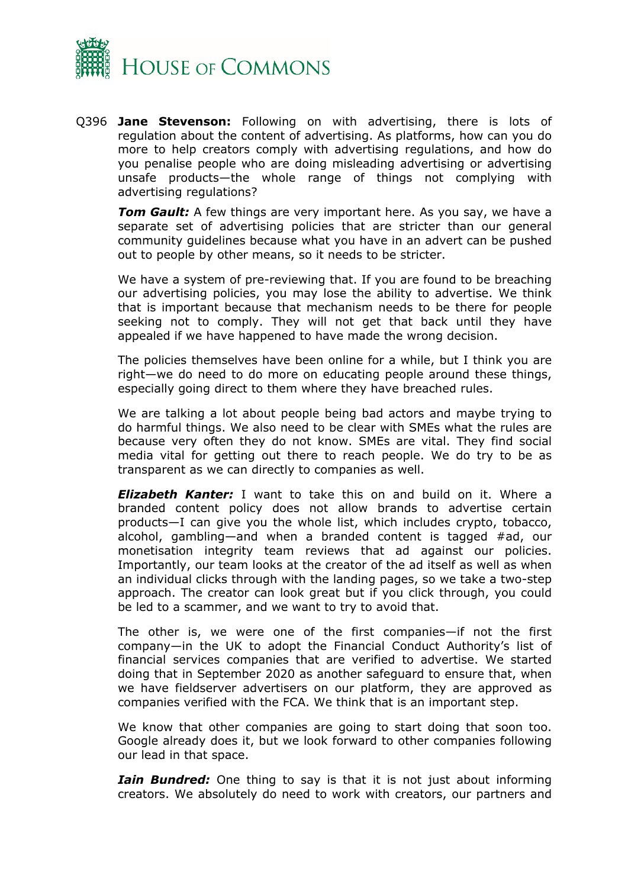Q396 **Jane Stevenson:** Following on with advertising, there is lots of regulation about the content of advertising. As platforms, how can you do more to help creators comply with advertising regulations, and how do you penalise people who are doing misleading advertising or advertising unsafe products—the whole range of things not complying with advertising regulations?

***Tom Gault:*** A few things are very important here. As you say, we have a separate set of advertising policies that are stricter than our general community guidelines because what you have in an advert can be pushed out to people by other means, so it needs to be stricter.

We have a system of pre-reviewing that. If you are found to be breaching our advertising policies, you may lose the ability to advertise. We think that is important because that mechanism needs to be there for people seeking not to comply. They will not get that back until they have appealed if we have happened to have made the wrong decision.

The policies themselves have been online for a while, but I think you are right—we do need to do more on educating people around these things, especially going direct to them where they have breached rules.

We are talking a lot about people being bad actors and maybe trying to do harmful things. We also need to be clear with SMEs what the rules are because very often they do not know. SMEs are vital. They find social media vital for getting out there to reach people. We do try to be as transparent as we can directly to companies as well.

***Elizabeth Kanter:*** I want to take this on and build on it. Where a branded content policy does not allow brands to advertise certain products—I can give you the whole list, which includes crypto, tobacco, alcohol, gambling—and when a branded content is tagged #ad, our monetisation integrity team reviews that ad against our policies. Importantly, our team looks at the creator of the ad itself as well as when an individual clicks through with the landing pages, so we take a two-step approach. The creator can look great but if you click through, you could be led to a scammer, and we want to try to avoid that.

The other is, we were one of the first companies—if not the first company—in the UK to adopt the Financial Conduct Authority's list of financial services companies that are verified to advertise. We started doing that in September 2020 as another safeguard to ensure that, when we have fieldserver advertisers on our platform, they are approved as companies verified with the FCA. We think that is an important step.

We know that other companies are going to start doing that soon too. Google already does it, but we look forward to other companies following our lead in that space.

***Iain Bundred:*** One thing to say is that it is not just about informing creators. We absolutely do need to work with creators, our partners and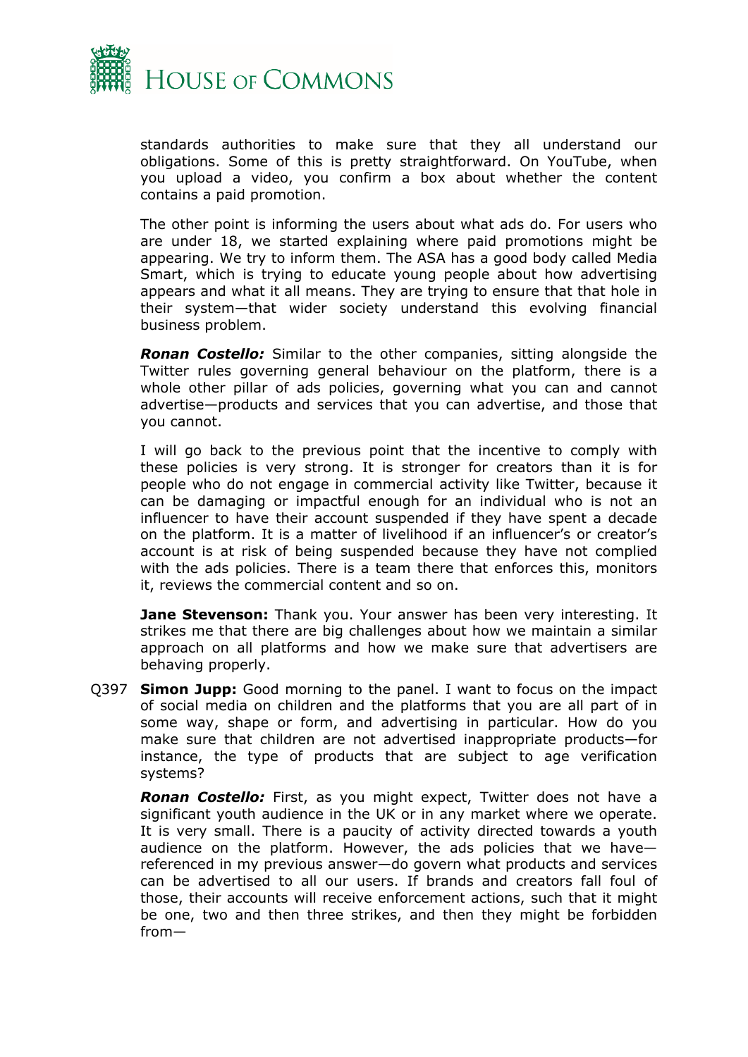standards authorities to make sure that they all understand our obligations. Some of this is pretty straightforward. On YouTube, when you upload a video, you confirm a box about whether the content contains a paid promotion.

The other point is informing the users about what ads do. For users who are under 18, we started explaining where paid promotions might be appearing. We try to inform them. The ASA has a good body called Media Smart, which is trying to educate young people about how advertising appears and what it all means. They are trying to ensure that that hole in their system—that wider society understand this evolving financial business problem.

***Ronan Costello:*** Similar to the other companies, sitting alongside the Twitter rules governing general behaviour on the platform, there is a whole other pillar of ads policies, governing what you can and cannot advertise—products and services that you can advertise, and those that you cannot.

I will go back to the previous point that the incentive to comply with these policies is very strong. It is stronger for creators than it is for people who do not engage in commercial activity like Twitter, because it can be damaging or impactful enough for an individual who is not an influencer to have their account suspended if they have spent a decade on the platform. It is a matter of livelihood if an influencer's or creator's account is at risk of being suspended because they have not complied with the ads policies. There is a team there that enforces this, monitors it, reviews the commercial content and so on.

**Jane Stevenson:** Thank you. Your answer has been very interesting. It strikes me that there are big challenges about how we maintain a similar approach on all platforms and how we make sure that advertisers are behaving properly.

Q397 **Simon Jupp:** Good morning to the panel. I want to focus on the impact of social media on children and the platforms that you are all part of in some way, shape or form, and advertising in particular. How do you make sure that children are not advertised inappropriate products—for instance, the type of products that are subject to age verification systems?

***Ronan Costello:*** First, as you might expect, Twitter does not have a significant youth audience in the UK or in any market where we operate. It is very small. There is a paucity of activity directed towards a youth audience on the platform. However, the ads policies that we have—referenced in my previous answer—do govern what products and services can be advertised to all our users. If brands and creators fall foul of those, their accounts will receive enforcement actions, such that it might be one, two and then three strikes, and then they might be forbidden from—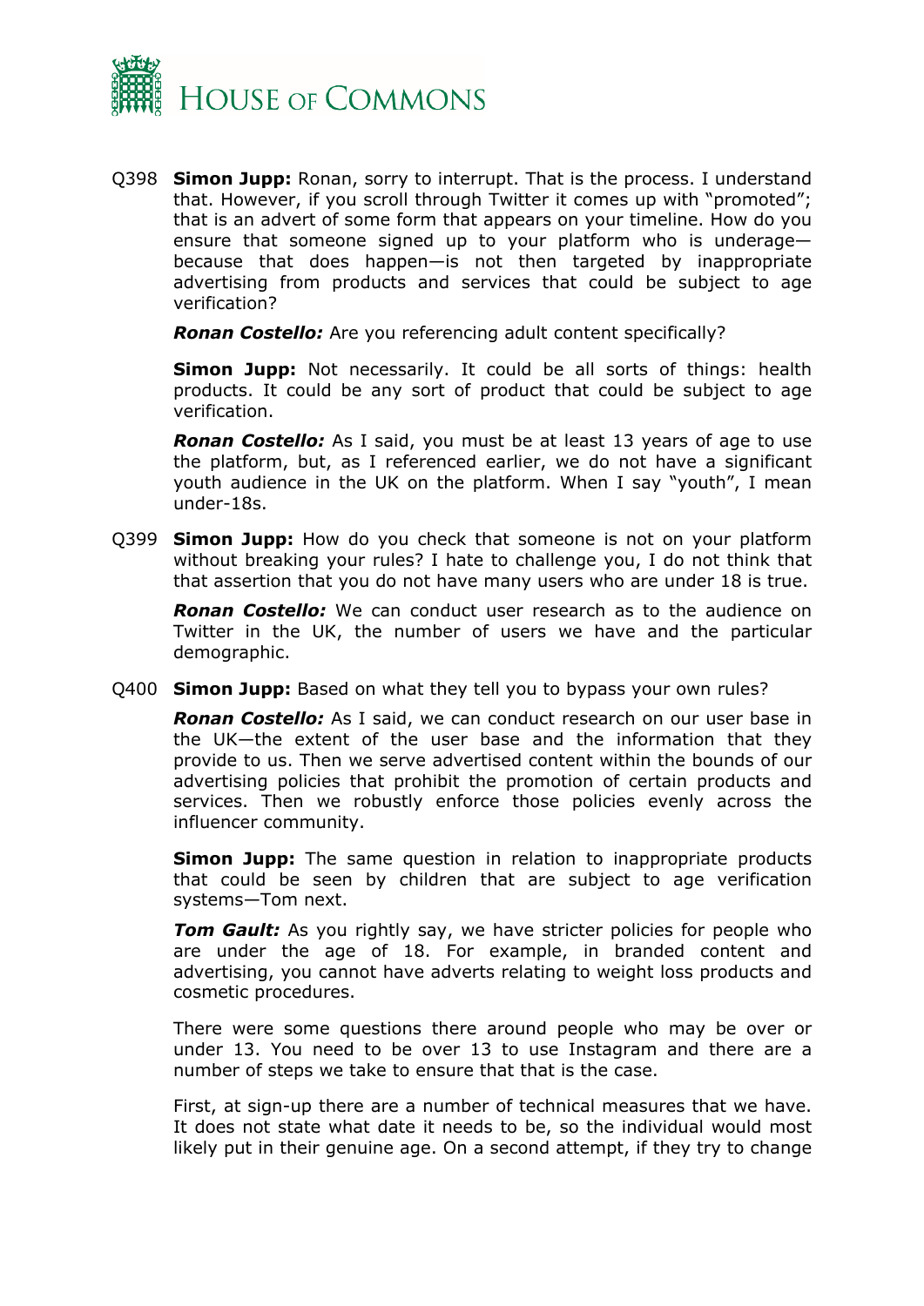Q398 **Simon Jupp:** Ronan, sorry to interrupt. That is the process. I understand that. However, if you scroll through Twitter it comes up with "promoted"; that is an advert of some form that appears on your timeline. How do you ensure that someone signed up to your platform who is underage—because that does happen—is not then targeted by inappropriate advertising from products and services that could be subject to age verification?

***Ronan Costello:*** Are you referencing adult content specifically?

**Simon Jupp:** Not necessarily. It could be all sorts of things: health products. It could be any sort of product that could be subject to age verification.

***Ronan Costello:*** As I said, you must be at least 13 years of age to use the platform, but, as I referenced earlier, we do not have a significant youth audience in the UK on the platform. When I say "youth", I mean under-18s.

Q399 **Simon Jupp:** How do you check that someone is not on your platform without breaking your rules? I hate to challenge you, I do not think that that assertion that you do not have many users who are under 18 is true.

***Ronan Costello:*** We can conduct user research as to the audience on Twitter in the UK, the number of users we have and the particular demographic.

Q400 **Simon Jupp:** Based on what they tell you to bypass your own rules?

***Ronan Costello:*** As I said, we can conduct research on our user base in the UK—the extent of the user base and the information that they provide to us. Then we serve advertised content within the bounds of our advertising policies that prohibit the promotion of certain products and services. Then we robustly enforce those policies evenly across the influencer community.

**Simon Jupp:** The same question in relation to inappropriate products that could be seen by children that are subject to age verification systems—Tom next.

***Tom Gault:*** As you rightly say, we have stricter policies for people who are under the age of 18. For example, in branded content and advertising, you cannot have adverts relating to weight loss products and cosmetic procedures.

There were some questions there around people who may be over or under 13. You need to be over 13 to use Instagram and there are a number of steps we take to ensure that that is the case.

First, at sign-up there are a number of technical measures that we have. It does not state what date it needs to be, so the individual would most likely put in their genuine age. On a second attempt, if they try to change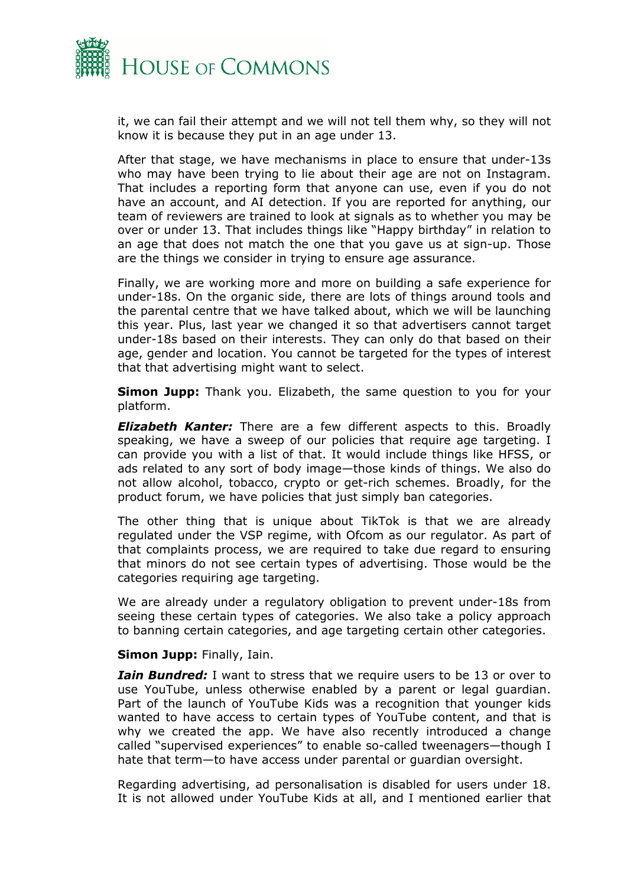it, we can fail their attempt and we will not tell them why, so they will not know it is because they put in an age under 13.

After that stage, we have mechanisms in place to ensure that under-13s who may have been trying to lie about their age are not on Instagram. That includes a reporting form that anyone can use, even if you do not have an account, and AI detection. If you are reported for anything, our team of reviewers are trained to look at signals as to whether you may be over or under 13. That includes things like "Happy birthday" in relation to an age that does not match the one that you gave us at sign-up. Those are the things we consider in trying to ensure age assurance.

Finally, we are working more and more on building a safe experience for under-18s. On the organic side, there are lots of things around tools and the parental centre that we have talked about, which we will be launching this year. Plus, last year we changed it so that advertisers cannot target under-18s based on their interests. They can only do that based on their age, gender and location. You cannot be targeted for the types of interest that that advertising might want to select.

**Simon Jupp:** Thank you. Elizabeth, the same question to you for your platform.

***Elizabeth Kanter:*** There are a few different aspects to this. Broadly speaking, we have a sweep of our policies that require age targeting. I can provide you with a list of that. It would include things like HFSS, or ads related to any sort of body image—those kinds of things. We also do not allow alcohol, tobacco, crypto or get-rich schemes. Broadly, for the product forum, we have policies that just simply ban categories.

The other thing that is unique about TikTok is that we are already regulated under the VSP regime, with Ofcom as our regulator. As part of that complaints process, we are required to take due regard to ensuring that minors do not see certain types of advertising. Those would be the categories requiring age targeting.

We are already under a regulatory obligation to prevent under-18s from seeing these certain types of categories. We also take a policy approach to banning certain categories, and age targeting certain other categories.

**Simon Jupp:** Finally, Iain.

***Iain Bundred:*** I want to stress that we require users to be 13 or over to use YouTube, unless otherwise enabled by a parent or legal guardian. Part of the launch of YouTube Kids was a recognition that younger kids wanted to have access to certain types of YouTube content, and that is why we created the app. We have also recently introduced a change called "supervised experiences" to enable so-called tweenagers—though I hate that term—to have access under parental or guardian oversight.

Regarding advertising, ad personalisation is disabled for users under 18. It is not allowed under YouTube Kids at all, and I mentioned earlier that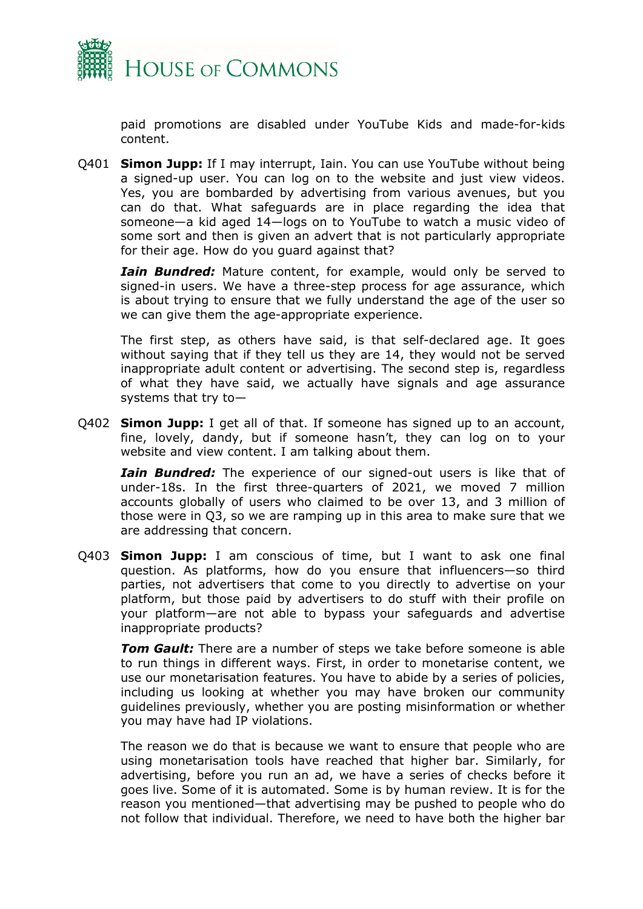paid promotions are disabled under YouTube Kids and made-for-kids content.

Q401 **Simon Jupp:** If I may interrupt, Iain. You can use YouTube without being a signed-up user. You can log on to the website and just view videos. Yes, you are bombarded by advertising from various avenues, but you can do that. What safeguards are in place regarding the idea that someone—a kid aged 14—logs on to YouTube to watch a music video of some sort and then is given an advert that is not particularly appropriate for their age. How do you guard against that?

***Iain Bundred:*** Mature content, for example, would only be served to signed-in users. We have a three-step process for age assurance, which is about trying to ensure that we fully understand the age of the user so we can give them the age-appropriate experience.

The first step, as others have said, is that self-declared age. It goes without saying that if they tell us they are 14, they would not be served inappropriate adult content or advertising. The second step is, regardless of what they have said, we actually have signals and age assurance systems that try to—

Q402 **Simon Jupp:** I get all of that. If someone has signed up to an account, fine, lovely, dandy, but if someone hasn't, they can log on to your website and view content. I am talking about them.

***Iain Bundred:*** The experience of our signed-out users is like that of under-18s. In the first three-quarters of 2021, we moved 7 million accounts globally of users who claimed to be over 13, and 3 million of those were in Q3, so we are ramping up in this area to make sure that we are addressing that concern.

Q403 **Simon Jupp:** I am conscious of time, but I want to ask one final question. As platforms, how do you ensure that influencers—so third parties, not advertisers that come to you directly to advertise on your platform, but those paid by advertisers to do stuff with their profile on your platform—are not able to bypass your safeguards and advertise inappropriate products?

***Tom Gault:*** There are a number of steps we take before someone is able to run things in different ways. First, in order to monetarise content, we use our monetarisation features. You have to abide by a series of policies, including us looking at whether you may have broken our community guidelines previously, whether you are posting misinformation or whether you may have had IP violations.

The reason we do that is because we want to ensure that people who are using monetarisation tools have reached that higher bar. Similarly, for advertising, before you run an ad, we have a series of checks before it goes live. Some of it is automated. Some is by human review. It is for the reason you mentioned—that advertising may be pushed to people who do not follow that individual. Therefore, we need to have both the higher bar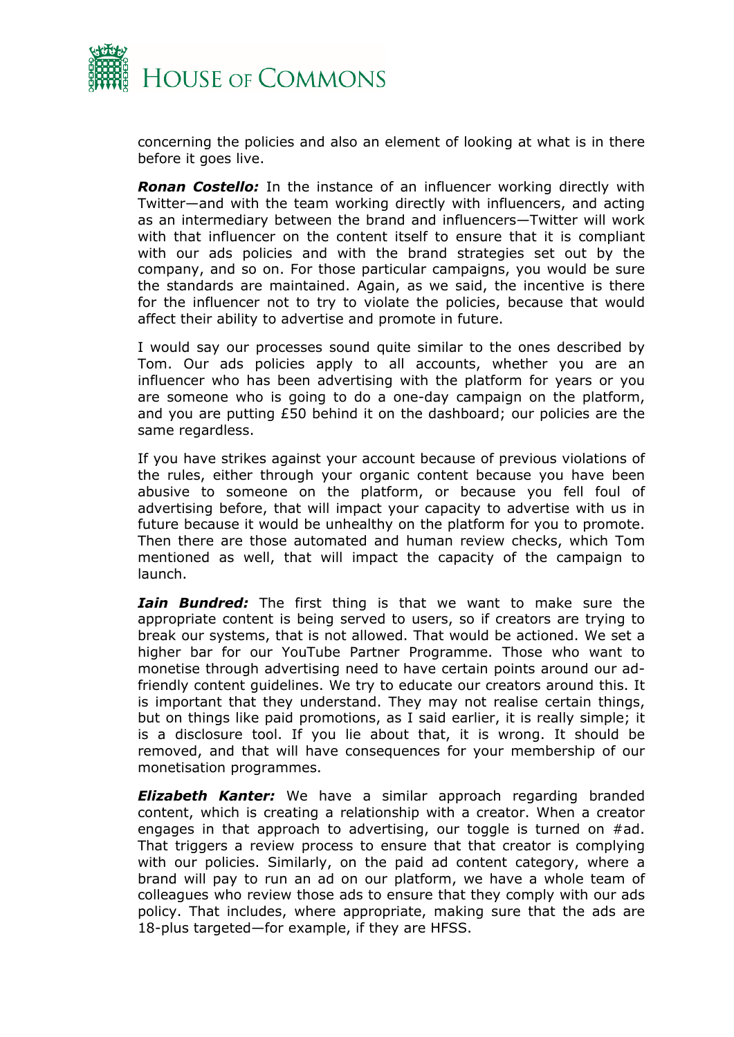concerning the policies and also an element of looking at what is in there before it goes live.

***Ronan Costello:*** In the instance of an influencer working directly with Twitter—and with the team working directly with influencers, and acting as an intermediary between the brand and influencers—Twitter will work with that influencer on the content itself to ensure that it is compliant with our ads policies and with the brand strategies set out by the company, and so on. For those particular campaigns, you would be sure the standards are maintained. Again, as we said, the incentive is there for the influencer not to try to violate the policies, because that would affect their ability to advertise and promote in future.

I would say our processes sound quite similar to the ones described by Tom. Our ads policies apply to all accounts, whether you are an influencer who has been advertising with the platform for years or you are someone who is going to do a one-day campaign on the platform, and you are putting £50 behind it on the dashboard; our policies are the same regardless.

If you have strikes against your account because of previous violations of the rules, either through your organic content because you have been abusive to someone on the platform, or because you fell foul of advertising before, that will impact your capacity to advertise with us in future because it would be unhealthy on the platform for you to promote. Then there are those automated and human review checks, which Tom mentioned as well, that will impact the capacity of the campaign to launch.

***Iain Bundred:*** The first thing is that we want to make sure the appropriate content is being served to users, so if creators are trying to break our systems, that is not allowed. That would be actioned. We set a higher bar for our YouTube Partner Programme. Those who want to monetise through advertising need to have certain points around our ad-friendly content guidelines. We try to educate our creators around this. It is important that they understand. They may not realise certain things, but on things like paid promotions, as I said earlier, it is really simple; it is a disclosure tool. If you lie about that, it is wrong. It should be removed, and that will have consequences for your membership of our monetisation programmes.

***Elizabeth Kanter:*** We have a similar approach regarding branded content, which is creating a relationship with a creator. When a creator engages in that approach to advertising, our toggle is turned on #ad. That triggers a review process to ensure that that creator is complying with our policies. Similarly, on the paid ad content category, where a brand will pay to run an ad on our platform, we have a whole team of colleagues who review those ads to ensure that they comply with our ads policy. That includes, where appropriate, making sure that the ads are 18-plus targeted—for example, if they are HFSS.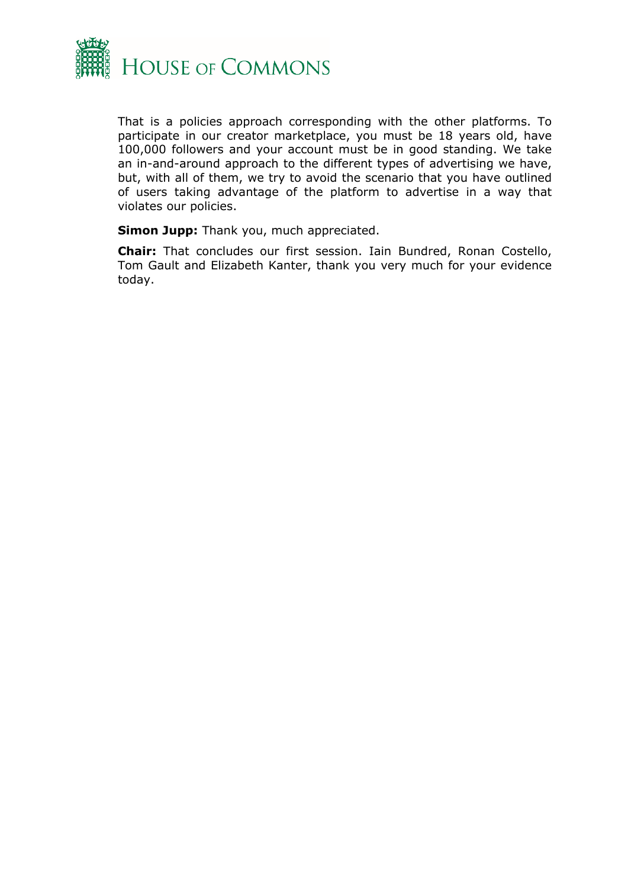That is a policies approach corresponding with the other platforms. To participate in our creator marketplace, you must be 18 years old, have 100,000 followers and your account must be in good standing. We take an in-and-around approach to the different types of advertising we have, but, with all of them, we try to avoid the scenario that you have outlined of users taking advantage of the platform to advertise in a way that violates our policies.

**Simon Jupp:** Thank you, much appreciated.

**Chair:** That concludes our first session. Iain Bundred, Ronan Costello, Tom Gault and Elizabeth Kanter, thank you very much for your evidence today.